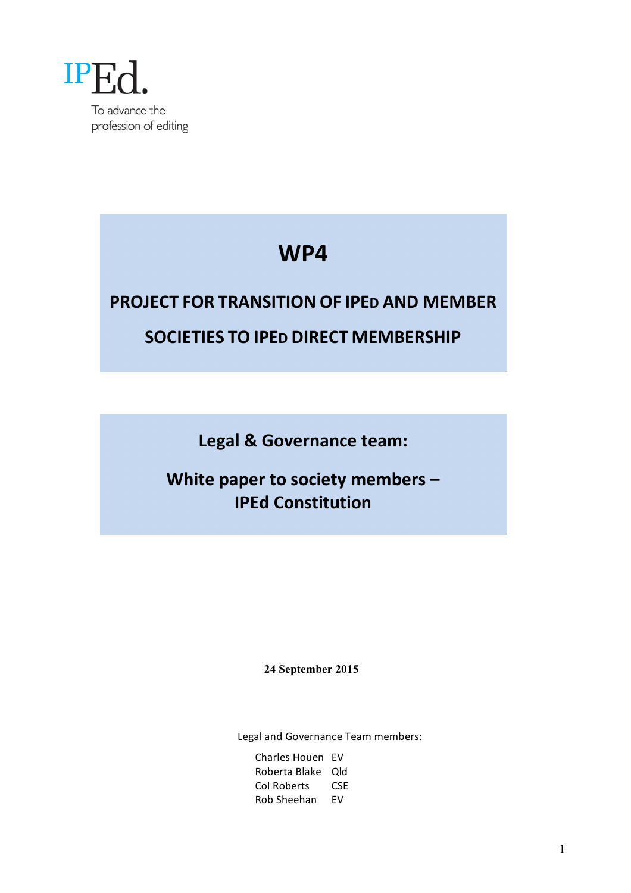IPEd.

To advance the profession of editing

# WP4

## PROJECT FOR TRANSITION OF IPED AND MEMBER SOCIETIES TO IPED DIRECT MEMBERSHIP

## Legal & Governance team:

## White paper to society members – IPEd Constitution

**24 September 2015**

Legal and Governance Team members:

| | |
|---|---|
| Charles Houen | EV |
| Roberta Blake | Qld |
| Col Roberts | CSE |
| Rob Sheehan | EV |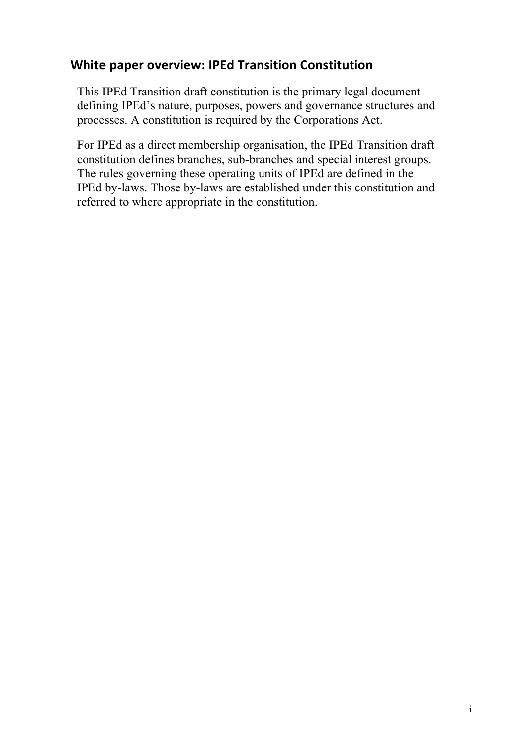## White paper overview: IPEd Transition Constitution

This IPEd Transition draft constitution is the primary legal document defining IPEd's nature, purposes, powers and governance structures and processes. A constitution is required by the Corporations Act.

For IPEd as a direct membership organisation, the IPEd Transition draft constitution defines branches, sub-branches and special interest groups. The rules governing these operating units of IPEd are defined in the IPEd by-laws. Those by-laws are established under this constitution and referred to where appropriate in the constitution.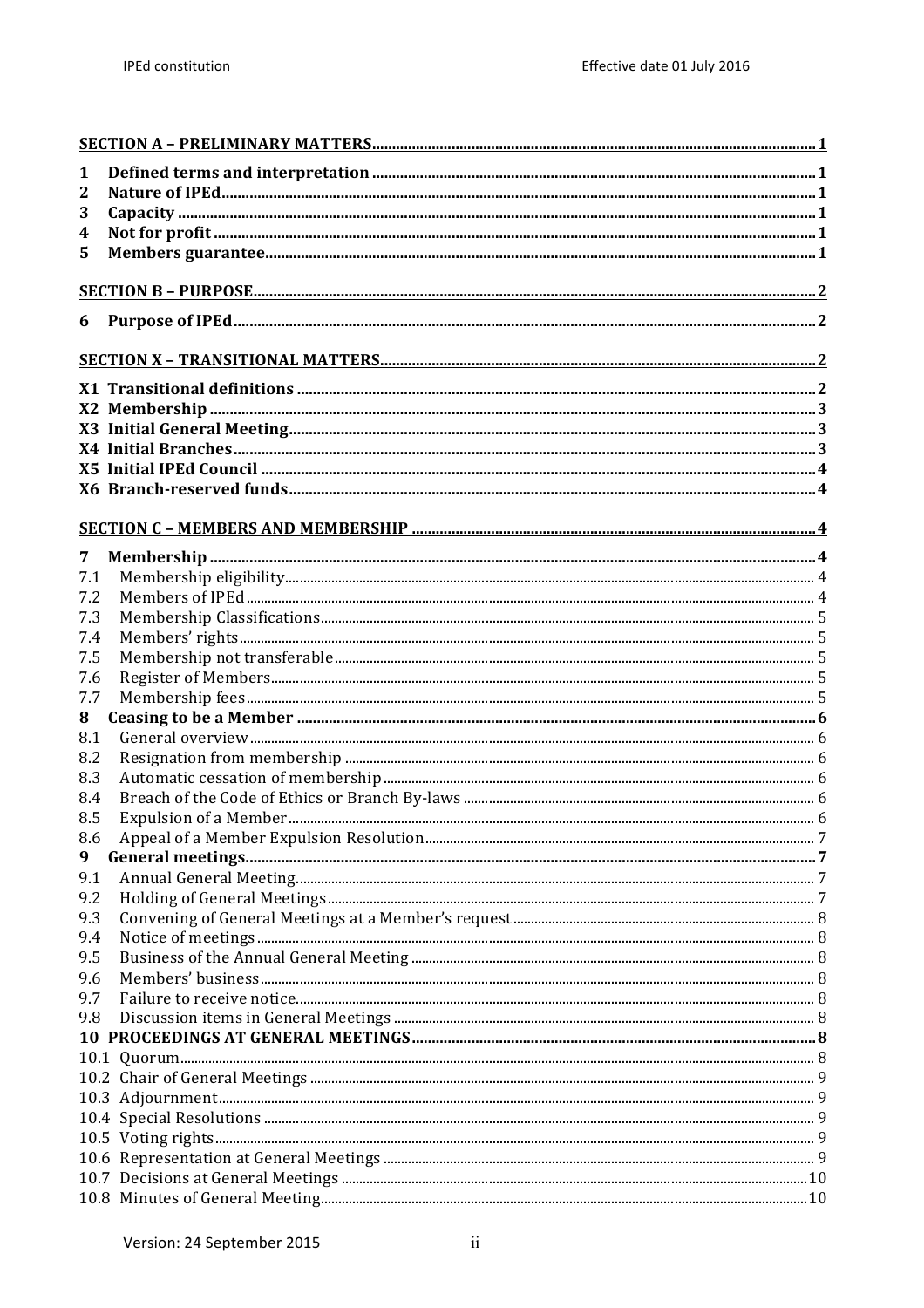**SECTION A – PRELIMINARY MATTERS** .......... 1

**1 Defined terms and interpretation** .......... 1
**2 Nature of IPEd** .......... 1
**3 Capacity** .......... 1
**4 Not for profit** .......... 1
**5 Members guarantee** .......... 1

**SECTION B – PURPOSE** .......... 2

**6 Purpose of IPEd** .......... 2

**SECTION X – TRANSITIONAL MATTERS** .......... 2

**X1 Transitional definitions** .......... 2
**X2 Membership** .......... 3
**X3 Initial General Meeting** .......... 3
**X4 Initial Branches** .......... 3
**X5 Initial IPEd Council** .......... 4
**X6 Branch-reserved funds** .......... 4

**SECTION C – MEMBERS AND MEMBERSHIP** .......... 4

**7 Membership** .......... 4
7.1 Membership eligibility .......... 4
7.2 Members of IPEd .......... 4
7.3 Membership Classifications .......... 5
7.4 Members' rights .......... 5
7.5 Membership not transferable .......... 5
7.6 Register of Members .......... 5
7.7 Membership fees .......... 5
**8 Ceasing to be a Member** .......... 6
8.1 General overview .......... 6
8.2 Resignation from membership .......... 6
8.3 Automatic cessation of membership .......... 6
8.4 Breach of the Code of Ethics or Branch By-laws .......... 6
8.5 Expulsion of a Member .......... 6
8.6 Appeal of a Member Expulsion Resolution .......... 7
**9 General meetings** .......... 7
9.1 Annual General Meeting .......... 7
9.2 Holding of General Meetings .......... 7
9.3 Convening of General Meetings at a Member's request .......... 8
9.4 Notice of meetings .......... 8
9.5 Business of the Annual General Meeting .......... 8
9.6 Members' business .......... 8
9.7 Failure to receive notice .......... 8
9.8 Discussion items in General Meetings .......... 8
**10 PROCEEDINGS AT GENERAL MEETINGS** .......... 8
10.1 Quorum .......... 8
10.2 Chair of General Meetings .......... 9
10.3 Adjournment .......... 9
10.4 Special Resolutions .......... 9
10.5 Voting rights .......... 9
10.6 Representation at General Meetings .......... 9
10.7 Decisions at General Meetings .......... 10
10.8 Minutes of General Meeting .......... 10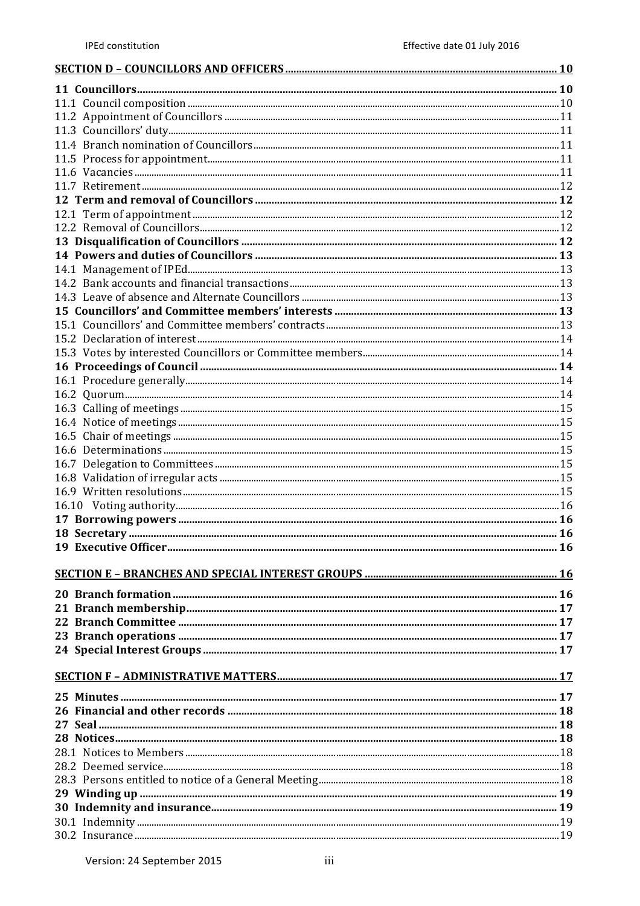**SECTION D – COUNCILLORS AND OFFICERS** ........................................ 10

**11 Councillors** ........................................ 10
11.1 Council composition ........................................ 10
11.2 Appointment of Councillors ........................................ 11
11.3 Councillors' duty ........................................ 11
11.4 Branch nomination of Councillors ........................................ 11
11.5 Process for appointment ........................................ 11
11.6 Vacancies ........................................ 11
11.7 Retirement ........................................ 12
**12 Term and removal of Councillors** ........................................ 12
12.1 Term of appointment ........................................ 12
12.2 Removal of Councillors ........................................ 12
**13 Disqualification of Councillors** ........................................ 12
**14 Powers and duties of Councillors** ........................................ 13
14.1 Management of IPEd ........................................ 13
14.2 Bank accounts and financial transactions ........................................ 13
14.3 Leave of absence and Alternate Councillors ........................................ 13
**15 Councillors' and Committee members' interests** ........................................ 13
15.1 Councillors' and Committee members' contracts ........................................ 13
15.2 Declaration of interest ........................................ 14
15.3 Votes by interested Councillors or Committee members ........................................ 14
**16 Proceedings of Council** ........................................ 14
16.1 Procedure generally ........................................ 14
16.2 Quorum ........................................ 14
16.3 Calling of meetings ........................................ 15
16.4 Notice of meetings ........................................ 15
16.5 Chair of meetings ........................................ 15
16.6 Determinations ........................................ 15
16.7 Delegation to Committees ........................................ 15
16.8 Validation of irregular acts ........................................ 15
16.9 Written resolutions ........................................ 15
16.10 Voting authority ........................................ 16
**17 Borrowing powers** ........................................ 16
**18 Secretary** ........................................ 16
**19 Executive Officer** ........................................ 16

**SECTION E – BRANCHES AND SPECIAL INTEREST GROUPS** ........................................ 16

**20 Branch formation** ........................................ 16
**21 Branch membership** ........................................ 17
**22 Branch Committee** ........................................ 17
**23 Branch operations** ........................................ 17
**24 Special Interest Groups** ........................................ 17

**SECTION F – ADMINISTRATIVE MATTERS** ........................................ 17

**25 Minutes** ........................................ 17
**26 Financial and other records** ........................................ 18
**27 Seal** ........................................ 18
**28 Notices** ........................................ 18
28.1 Notices to Members ........................................ 18
28.2 Deemed service ........................................ 18
28.3 Persons entitled to notice of a General Meeting ........................................ 18
**29 Winding up** ........................................ 19
**30 Indemnity and insurance** ........................................ 19
30.1 Indemnity ........................................ 19
30.2 Insurance ........................................ 19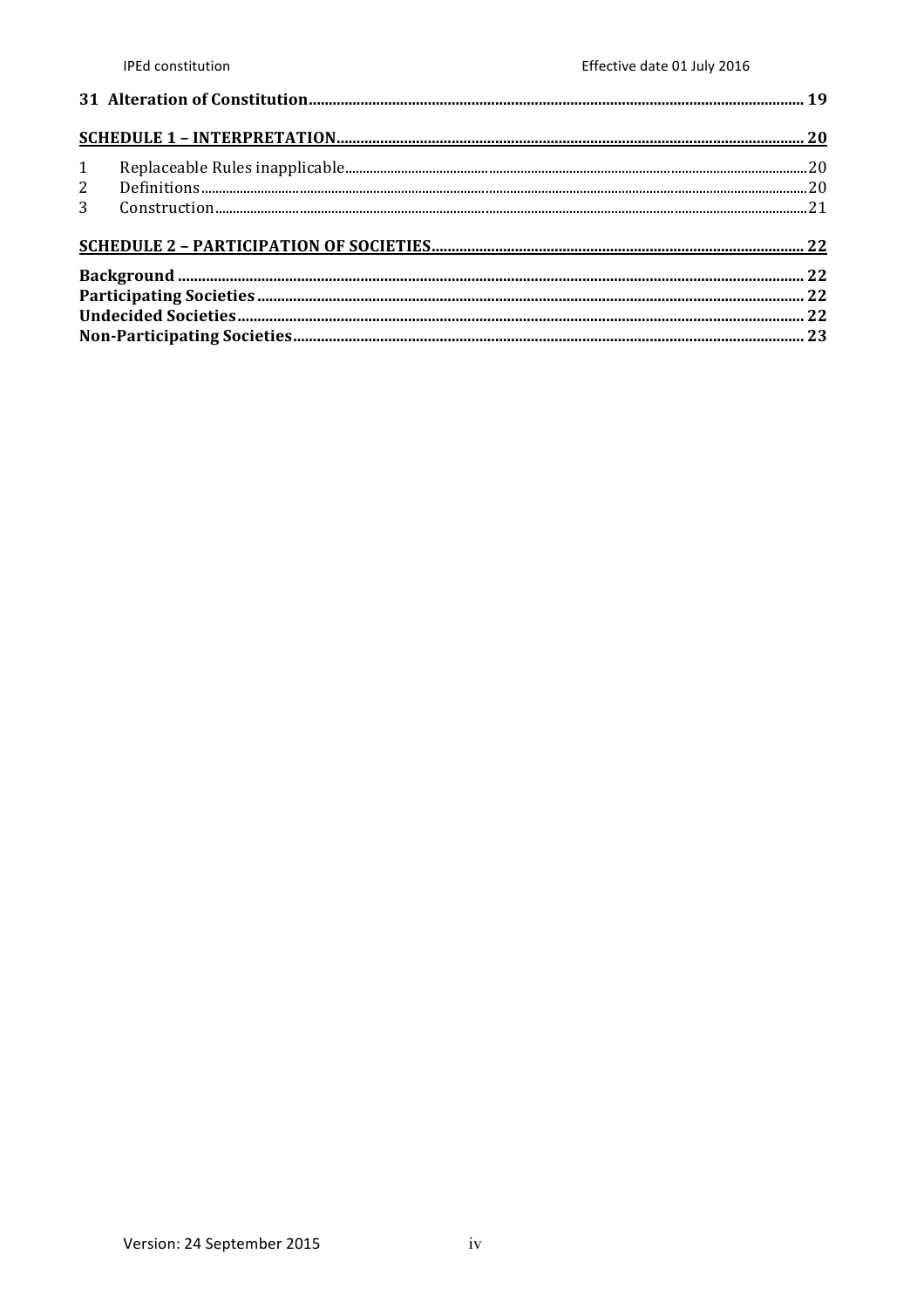**31 Alteration of Constitution** ........ 19

**SCHEDULE 1 – INTERPRETATION** ........ 20

1 Replaceable Rules inapplicable ........ 20
2 Definitions ........ 20
3 Construction ........ 21

**SCHEDULE 2 – PARTICIPATION OF SOCIETIES** ........ 22

**Background** ........ 22
**Participating Societies** ........ 22
**Undecided Societies** ........ 22
**Non-Participating Societies** ........ 23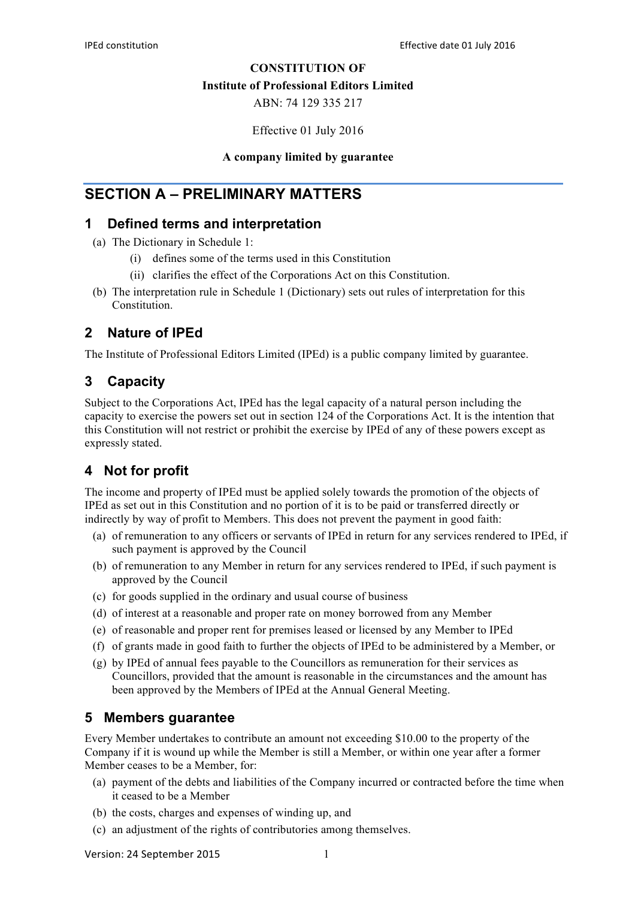**CONSTITUTION OF**

**Institute of Professional Editors Limited**

ABN: 74 129 335 217

Effective 01 July 2016

**A company limited by guarantee**

# SECTION A – PRELIMINARY MATTERS

## 1 Defined terms and interpretation

(a) The Dictionary in Schedule 1:

  (i) defines some of the terms used in this Constitution

  (ii) clarifies the effect of the Corporations Act on this Constitution.

(b) The interpretation rule in Schedule 1 (Dictionary) sets out rules of interpretation for this Constitution.

## 2 Nature of IPEd

The Institute of Professional Editors Limited (IPEd) is a public company limited by guarantee.

## 3 Capacity

Subject to the Corporations Act, IPEd has the legal capacity of a natural person including the capacity to exercise the powers set out in section 124 of the Corporations Act. It is the intention that this Constitution will not restrict or prohibit the exercise by IPEd of any of these powers except as expressly stated.

## 4 Not for profit

The income and property of IPEd must be applied solely towards the promotion of the objects of IPEd as set out in this Constitution and no portion of it is to be paid or transferred directly or indirectly by way of profit to Members. This does not prevent the payment in good faith:

(a) of remuneration to any officers or servants of IPEd in return for any services rendered to IPEd, if such payment is approved by the Council

(b) of remuneration to any Member in return for any services rendered to IPEd, if such payment is approved by the Council

(c) for goods supplied in the ordinary and usual course of business

(d) of interest at a reasonable and proper rate on money borrowed from any Member

(e) of reasonable and proper rent for premises leased or licensed by any Member to IPEd

(f) of grants made in good faith to further the objects of IPEd to be administered by a Member, or

(g) by IPEd of annual fees payable to the Councillors as remuneration for their services as Councillors, provided that the amount is reasonable in the circumstances and the amount has been approved by the Members of IPEd at the Annual General Meeting.

## 5 Members guarantee

Every Member undertakes to contribute an amount not exceeding $10.00 to the property of the Company if it is wound up while the Member is still a Member, or within one year after a former Member ceases to be a Member, for:

(a) payment of the debts and liabilities of the Company incurred or contracted before the time when it ceased to be a Member

(b) the costs, charges and expenses of winding up, and

(c) an adjustment of the rights of contributories among themselves.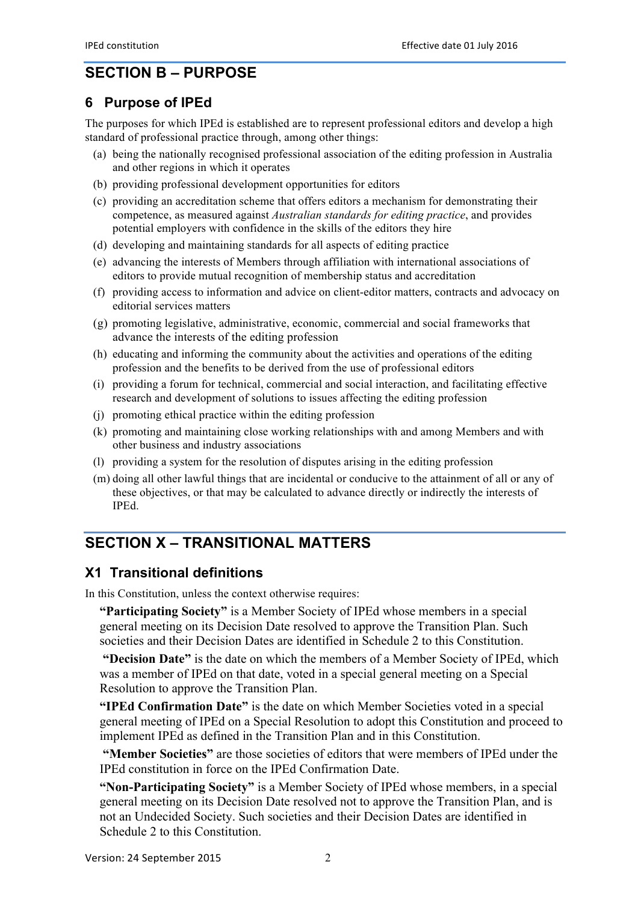## SECTION B – PURPOSE

### 6 Purpose of IPEd

The purposes for which IPEd is established are to represent professional editors and develop a high standard of professional practice through, among other things:

(a) being the nationally recognised professional association of the editing profession in Australia and other regions in which it operates

(b) providing professional development opportunities for editors

(c) providing an accreditation scheme that offers editors a mechanism for demonstrating their competence, as measured against *Australian standards for editing practice*, and provides potential employers with confidence in the skills of the editors they hire

(d) developing and maintaining standards for all aspects of editing practice

(e) advancing the interests of Members through affiliation with international associations of editors to provide mutual recognition of membership status and accreditation

(f) providing access to information and advice on client-editor matters, contracts and advocacy on editorial services matters

(g) promoting legislative, administrative, economic, commercial and social frameworks that advance the interests of the editing profession

(h) educating and informing the community about the activities and operations of the editing profession and the benefits to be derived from the use of professional editors

(i) providing a forum for technical, commercial and social interaction, and facilitating effective research and development of solutions to issues affecting the editing profession

(j) promoting ethical practice within the editing profession

(k) promoting and maintaining close working relationships with and among Members and with other business and industry associations

(l) providing a system for the resolution of disputes arising in the editing profession

(m) doing all other lawful things that are incidental or conducive to the attainment of all or any of these objectives, or that may be calculated to advance directly or indirectly the interests of IPEd.

## SECTION X – TRANSITIONAL MATTERS

### X1 Transitional definitions

In this Constitution, unless the context otherwise requires:

**"Participating Society"** is a Member Society of IPEd whose members in a special general meeting on its Decision Date resolved to approve the Transition Plan. Such societies and their Decision Dates are identified in Schedule 2 to this Constitution.

**"Decision Date"** is the date on which the members of a Member Society of IPEd, which was a member of IPEd on that date, voted in a special general meeting on a Special Resolution to approve the Transition Plan.

**"IPEd Confirmation Date"** is the date on which Member Societies voted in a special general meeting of IPEd on a Special Resolution to adopt this Constitution and proceed to implement IPEd as defined in the Transition Plan and in this Constitution.

**"Member Societies"** are those societies of editors that were members of IPEd under the IPEd constitution in force on the IPEd Confirmation Date.

**"Non-Participating Society"** is a Member Society of IPEd whose members, in a special general meeting on its Decision Date resolved not to approve the Transition Plan, and is not an Undecided Society. Such societies and their Decision Dates are identified in Schedule 2 to this Constitution.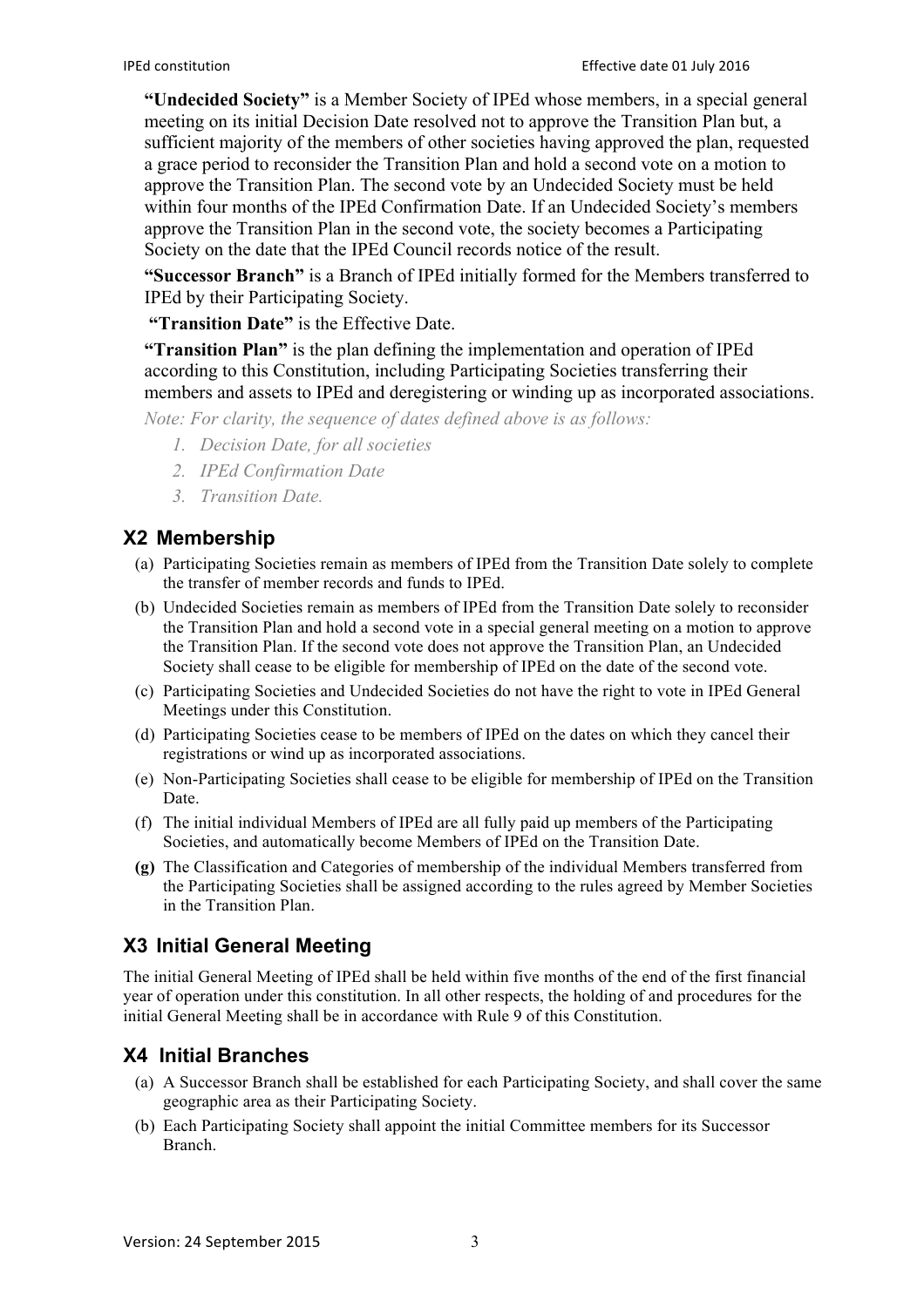**"Undecided Society"** is a Member Society of IPEd whose members, in a special general meeting on its initial Decision Date resolved not to approve the Transition Plan but, a sufficient majority of the members of other societies having approved the plan, requested a grace period to reconsider the Transition Plan and hold a second vote on a motion to approve the Transition Plan. The second vote by an Undecided Society must be held within four months of the IPEd Confirmation Date. If an Undecided Society's members approve the Transition Plan in the second vote, the society becomes a Participating Society on the date that the IPEd Council records notice of the result.

**"Successor Branch"** is a Branch of IPEd initially formed for the Members transferred to IPEd by their Participating Society.

**"Transition Date"** is the Effective Date.

**"Transition Plan"** is the plan defining the implementation and operation of IPEd according to this Constitution, including Participating Societies transferring their members and assets to IPEd and deregistering or winding up as incorporated associations.

*Note: For clarity, the sequence of dates defined above is as follows:*

1. *Decision Date, for all societies*
2. *IPEd Confirmation Date*
3. *Transition Date.*

## X2 Membership

(a) Participating Societies remain as members of IPEd from the Transition Date solely to complete the transfer of member records and funds to IPEd.

(b) Undecided Societies remain as members of IPEd from the Transition Date solely to reconsider the Transition Plan and hold a second vote in a special general meeting on a motion to approve the Transition Plan. If the second vote does not approve the Transition Plan, an Undecided Society shall cease to be eligible for membership of IPEd on the date of the second vote.

(c) Participating Societies and Undecided Societies do not have the right to vote in IPEd General Meetings under this Constitution.

(d) Participating Societies cease to be members of IPEd on the dates on which they cancel their registrations or wind up as incorporated associations.

(e) Non-Participating Societies shall cease to be eligible for membership of IPEd on the Transition Date.

(f) The initial individual Members of IPEd are all fully paid up members of the Participating Societies, and automatically become Members of IPEd on the Transition Date.

**(g)** The Classification and Categories of membership of the individual Members transferred from the Participating Societies shall be assigned according to the rules agreed by Member Societies in the Transition Plan.

## X3 Initial General Meeting

The initial General Meeting of IPEd shall be held within five months of the end of the first financial year of operation under this constitution. In all other respects, the holding of and procedures for the initial General Meeting shall be in accordance with Rule 9 of this Constitution.

## X4 Initial Branches

(a) A Successor Branch shall be established for each Participating Society, and shall cover the same geographic area as their Participating Society.

(b) Each Participating Society shall appoint the initial Committee members for its Successor Branch.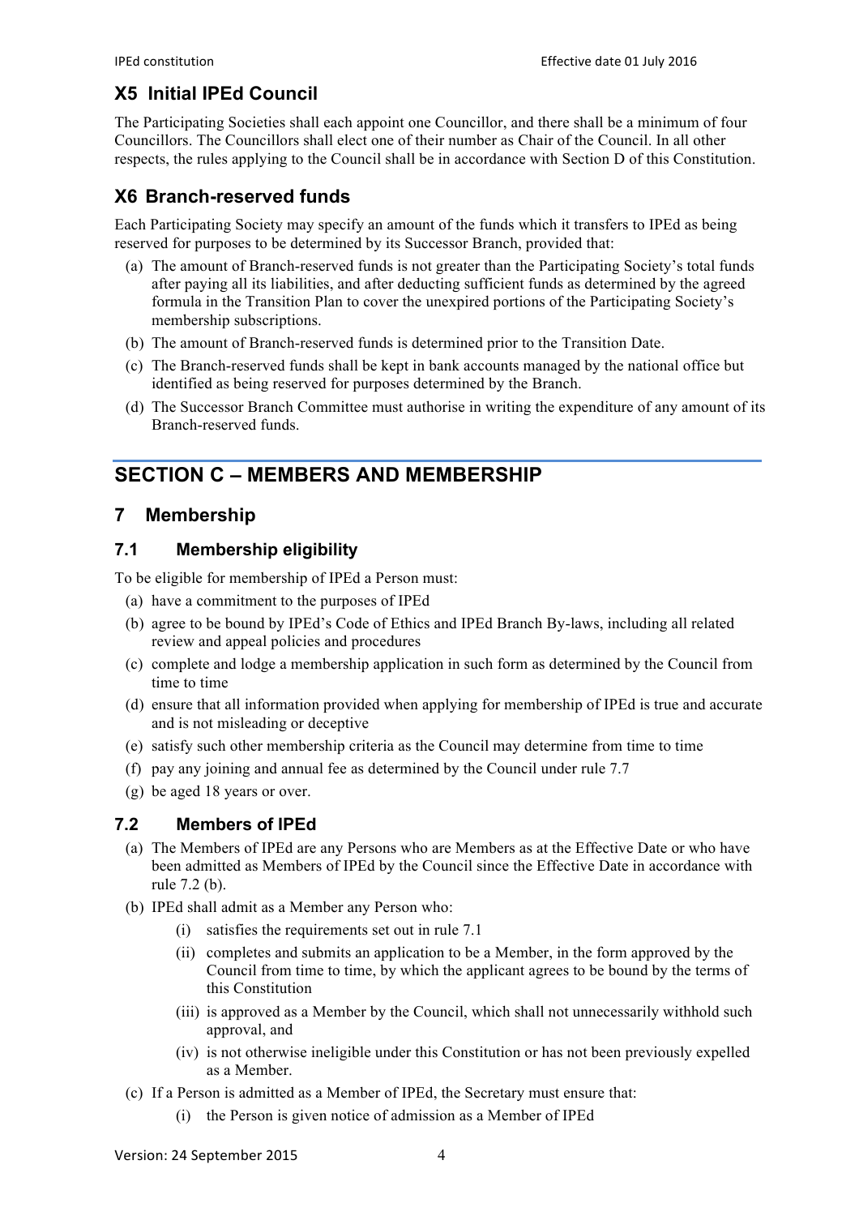## X5 Initial IPEd Council

The Participating Societies shall each appoint one Councillor, and there shall be a minimum of four Councillors. The Councillors shall elect one of their number as Chair of the Council. In all other respects, the rules applying to the Council shall be in accordance with Section D of this Constitution.

## X6 Branch-reserved funds

Each Participating Society may specify an amount of the funds which it transfers to IPEd as being reserved for purposes to be determined by its Successor Branch, provided that:

(a) The amount of Branch-reserved funds is not greater than the Participating Society's total funds after paying all its liabilities, and after deducting sufficient funds as determined by the agreed formula in the Transition Plan to cover the unexpired portions of the Participating Society's membership subscriptions.

(b) The amount of Branch-reserved funds is determined prior to the Transition Date.

(c) The Branch-reserved funds shall be kept in bank accounts managed by the national office but identified as being reserved for purposes determined by the Branch.

(d) The Successor Branch Committee must authorise in writing the expenditure of any amount of its Branch-reserved funds.

# SECTION C – MEMBERS AND MEMBERSHIP

## 7 Membership

### 7.1 Membership eligibility

To be eligible for membership of IPEd a Person must:

(a) have a commitment to the purposes of IPEd

(b) agree to be bound by IPEd's Code of Ethics and IPEd Branch By-laws, including all related review and appeal policies and procedures

(c) complete and lodge a membership application in such form as determined by the Council from time to time

(d) ensure that all information provided when applying for membership of IPEd is true and accurate and is not misleading or deceptive

(e) satisfy such other membership criteria as the Council may determine from time to time

(f) pay any joining and annual fee as determined by the Council under rule 7.7

(g) be aged 18 years or over.

### 7.2 Members of IPEd

(a) The Members of IPEd are any Persons who are Members as at the Effective Date or who have been admitted as Members of IPEd by the Council since the Effective Date in accordance with rule 7.2 (b).

(b) IPEd shall admit as a Member any Person who:

  (i) satisfies the requirements set out in rule 7.1

  (ii) completes and submits an application to be a Member, in the form approved by the Council from time to time, by which the applicant agrees to be bound by the terms of this Constitution

  (iii) is approved as a Member by the Council, which shall not unnecessarily withhold such approval, and

  (iv) is not otherwise ineligible under this Constitution or has not been previously expelled as a Member.

(c) If a Person is admitted as a Member of IPEd, the Secretary must ensure that:

  (i) the Person is given notice of admission as a Member of IPEd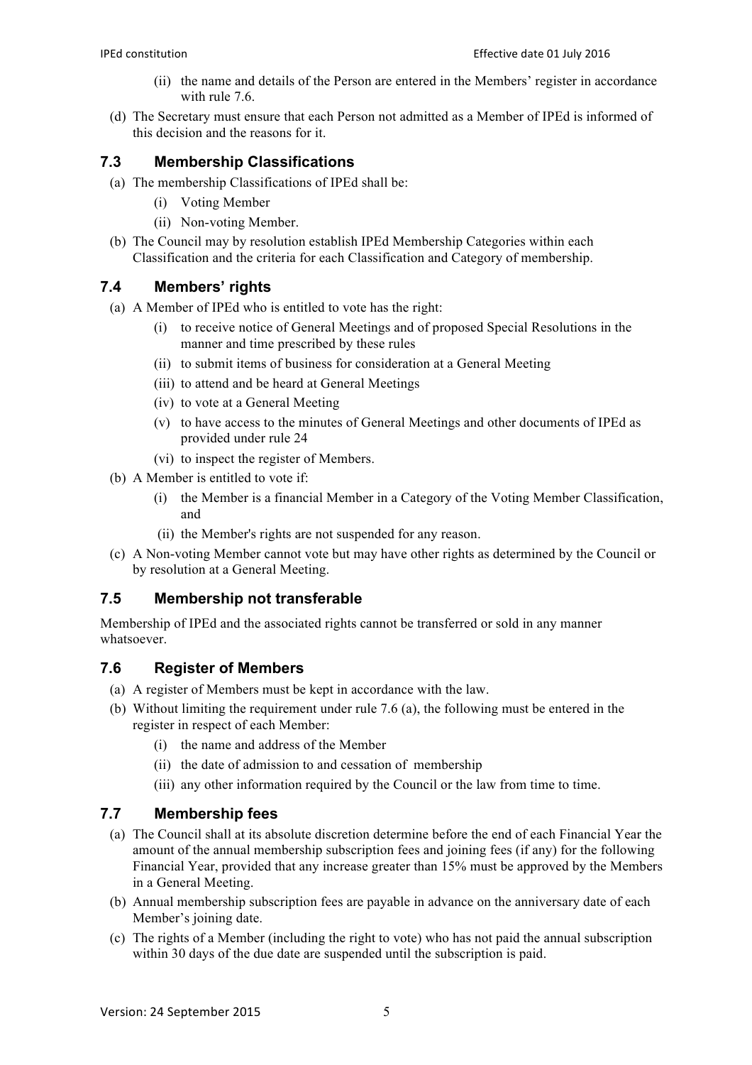(ii) the name and details of the Person are entered in the Members' register in accordance with rule 7.6.

(d) The Secretary must ensure that each Person not admitted as a Member of IPEd is informed of this decision and the reasons for it.

### 7.3 Membership Classifications

(a) The membership Classifications of IPEd shall be:

(i) Voting Member

(ii) Non-voting Member.

(b) The Council may by resolution establish IPEd Membership Categories within each Classification and the criteria for each Classification and Category of membership.

### 7.4 Members' rights

(a) A Member of IPEd who is entitled to vote has the right:

(i) to receive notice of General Meetings and of proposed Special Resolutions in the manner and time prescribed by these rules

(ii) to submit items of business for consideration at a General Meeting

(iii) to attend and be heard at General Meetings

(iv) to vote at a General Meeting

(v) to have access to the minutes of General Meetings and other documents of IPEd as provided under rule 24

(vi) to inspect the register of Members.

(b) A Member is entitled to vote if:

(i) the Member is a financial Member in a Category of the Voting Member Classification, and

(ii) the Member's rights are not suspended for any reason.

(c) A Non-voting Member cannot vote but may have other rights as determined by the Council or by resolution at a General Meeting.

### 7.5 Membership not transferable

Membership of IPEd and the associated rights cannot be transferred or sold in any manner whatsoever.

### 7.6 Register of Members

(a) A register of Members must be kept in accordance with the law.

(b) Without limiting the requirement under rule 7.6 (a), the following must be entered in the register in respect of each Member:

(i) the name and address of the Member

(ii) the date of admission to and cessation of membership

(iii) any other information required by the Council or the law from time to time.

### 7.7 Membership fees

(a) The Council shall at its absolute discretion determine before the end of each Financial Year the amount of the annual membership subscription fees and joining fees (if any) for the following Financial Year, provided that any increase greater than 15% must be approved by the Members in a General Meeting.

(b) Annual membership subscription fees are payable in advance on the anniversary date of each Member's joining date.

(c) The rights of a Member (including the right to vote) who has not paid the annual subscription within 30 days of the due date are suspended until the subscription is paid.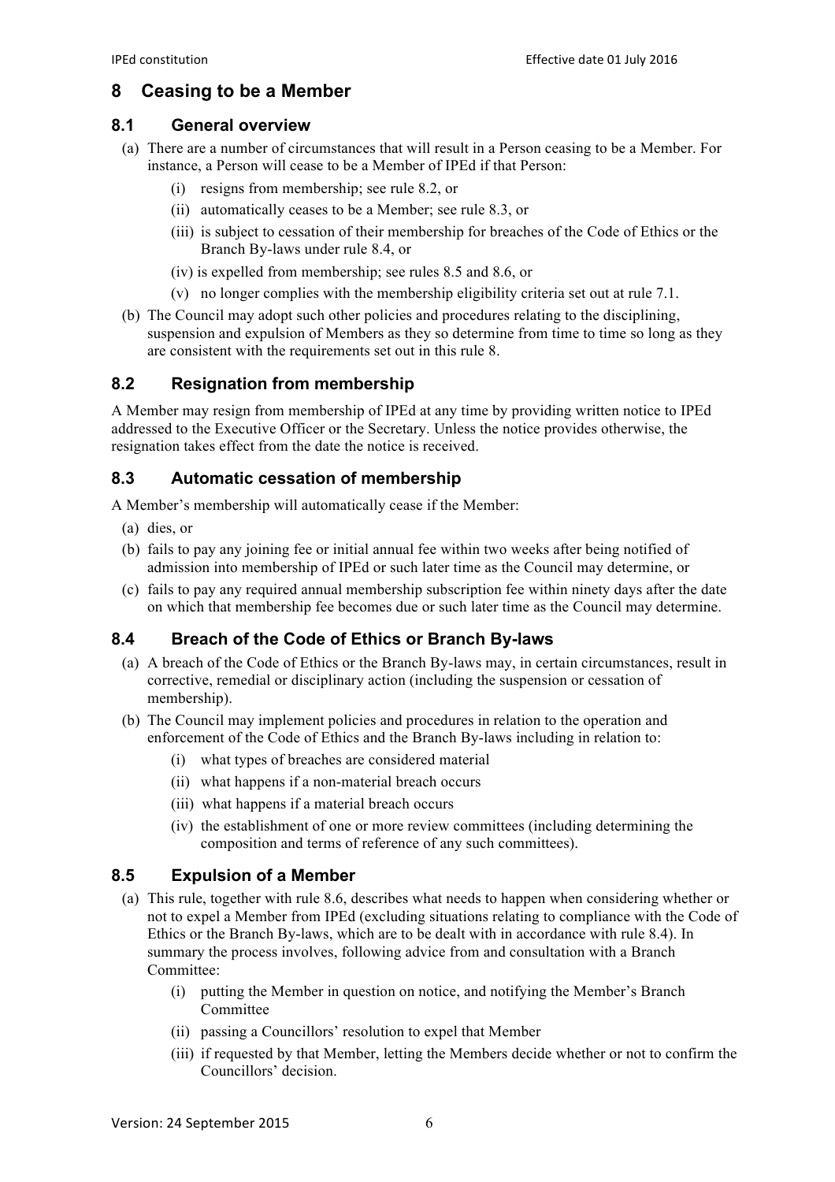# 8 Ceasing to be a Member

## 8.1 General overview

(a) There are a number of circumstances that will result in a Person ceasing to be a Member. For instance, a Person will cease to be a Member of IPEd if that Person:

   (i) resigns from membership; see rule 8.2, or

   (ii) automatically ceases to be a Member; see rule 8.3, or

   (iii) is subject to cessation of their membership for breaches of the Code of Ethics or the Branch By-laws under rule 8.4, or

   (iv) is expelled from membership; see rules 8.5 and 8.6, or

   (v) no longer complies with the membership eligibility criteria set out at rule 7.1.

(b) The Council may adopt such other policies and procedures relating to the disciplining, suspension and expulsion of Members as they so determine from time to time so long as they are consistent with the requirements set out in this rule 8.

## 8.2 Resignation from membership

A Member may resign from membership of IPEd at any time by providing written notice to IPEd addressed to the Executive Officer or the Secretary. Unless the notice provides otherwise, the resignation takes effect from the date the notice is received.

## 8.3 Automatic cessation of membership

A Member's membership will automatically cease if the Member:

(a) dies, or

(b) fails to pay any joining fee or initial annual fee within two weeks after being notified of admission into membership of IPEd or such later time as the Council may determine, or

(c) fails to pay any required annual membership subscription fee within ninety days after the date on which that membership fee becomes due or such later time as the Council may determine.

## 8.4 Breach of the Code of Ethics or Branch By-laws

(a) A breach of the Code of Ethics or the Branch By-laws may, in certain circumstances, result in corrective, remedial or disciplinary action (including the suspension or cessation of membership).

(b) The Council may implement policies and procedures in relation to the operation and enforcement of the Code of Ethics and the Branch By-laws including in relation to:

   (i) what types of breaches are considered material

   (ii) what happens if a non-material breach occurs

   (iii) what happens if a material breach occurs

   (iv) the establishment of one or more review committees (including determining the composition and terms of reference of any such committees).

## 8.5 Expulsion of a Member

(a) This rule, together with rule 8.6, describes what needs to happen when considering whether or not to expel a Member from IPEd (excluding situations relating to compliance with the Code of Ethics or the Branch By-laws, which are to be dealt with in accordance with rule 8.4). In summary the process involves, following advice from and consultation with a Branch Committee:

   (i) putting the Member in question on notice, and notifying the Member's Branch Committee

   (ii) passing a Councillors' resolution to expel that Member

   (iii) if requested by that Member, letting the Members decide whether or not to confirm the Councillors' decision.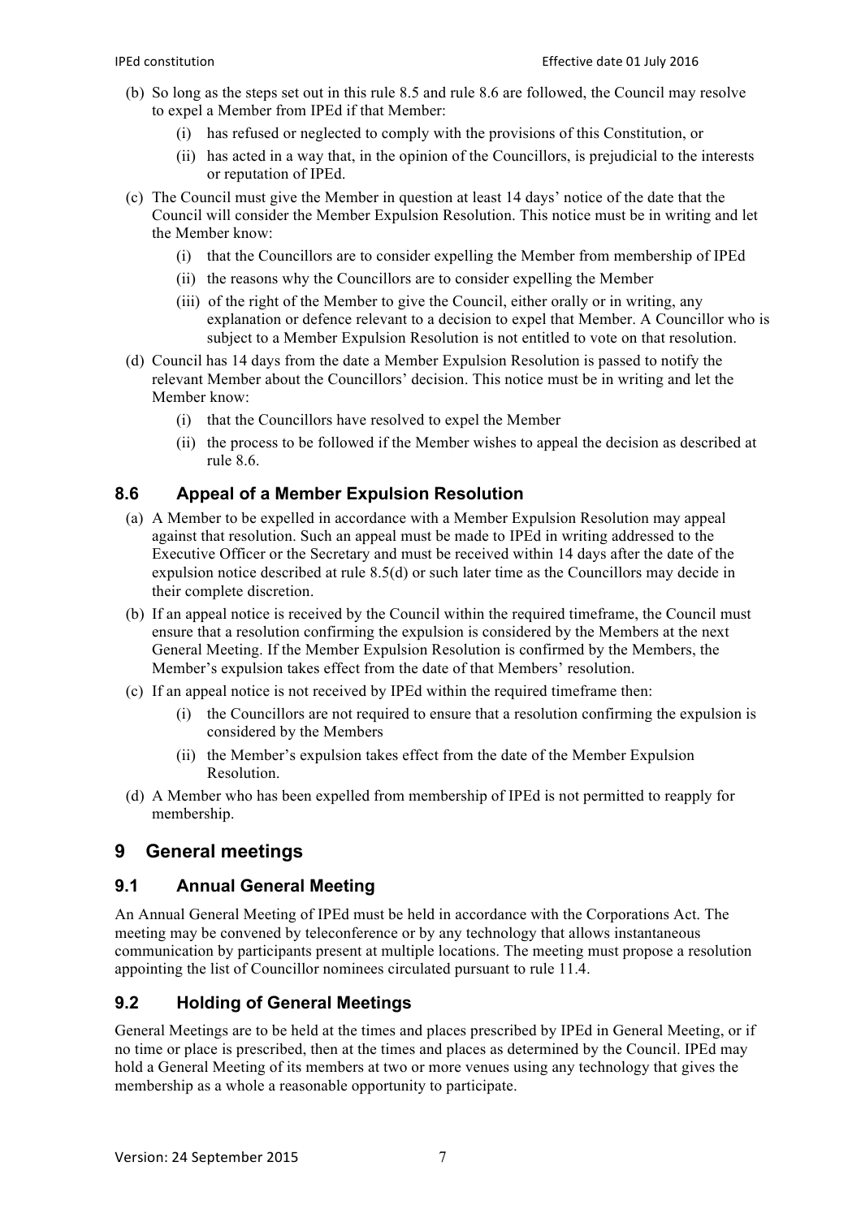(b) So long as the steps set out in this rule 8.5 and rule 8.6 are followed, the Council may resolve to expel a Member from IPEd if that Member:

   (i) has refused or neglected to comply with the provisions of this Constitution, or

   (ii) has acted in a way that, in the opinion of the Councillors, is prejudicial to the interests or reputation of IPEd.

(c) The Council must give the Member in question at least 14 days' notice of the date that the Council will consider the Member Expulsion Resolution. This notice must be in writing and let the Member know:

   (i) that the Councillors are to consider expelling the Member from membership of IPEd

   (ii) the reasons why the Councillors are to consider expelling the Member

   (iii) of the right of the Member to give the Council, either orally or in writing, any explanation or defence relevant to a decision to expel that Member. A Councillor who is subject to a Member Expulsion Resolution is not entitled to vote on that resolution.

(d) Council has 14 days from the date a Member Expulsion Resolution is passed to notify the relevant Member about the Councillors' decision. This notice must be in writing and let the Member know:

   (i) that the Councillors have resolved to expel the Member

   (ii) the process to be followed if the Member wishes to appeal the decision as described at rule 8.6.

### 8.6 Appeal of a Member Expulsion Resolution

(a) A Member to be expelled in accordance with a Member Expulsion Resolution may appeal against that resolution. Such an appeal must be made to IPEd in writing addressed to the Executive Officer or the Secretary and must be received within 14 days after the date of the expulsion notice described at rule 8.5(d) or such later time as the Councillors may decide in their complete discretion.

(b) If an appeal notice is received by the Council within the required timeframe, the Council must ensure that a resolution confirming the expulsion is considered by the Members at the next General Meeting. If the Member Expulsion Resolution is confirmed by the Members, the Member's expulsion takes effect from the date of that Members' resolution.

(c) If an appeal notice is not received by IPEd within the required timeframe then:

   (i) the Councillors are not required to ensure that a resolution confirming the expulsion is considered by the Members

   (ii) the Member's expulsion takes effect from the date of the Member Expulsion Resolution.

(d) A Member who has been expelled from membership of IPEd is not permitted to reapply for membership.

## 9 General meetings

### 9.1 Annual General Meeting

An Annual General Meeting of IPEd must be held in accordance with the Corporations Act. The meeting may be convened by teleconference or by any technology that allows instantaneous communication by participants present at multiple locations. The meeting must propose a resolution appointing the list of Councillor nominees circulated pursuant to rule 11.4.

### 9.2 Holding of General Meetings

General Meetings are to be held at the times and places prescribed by IPEd in General Meeting, or if no time or place is prescribed, then at the times and places as determined by the Council. IPEd may hold a General Meeting of its members at two or more venues using any technology that gives the membership as a whole a reasonable opportunity to participate.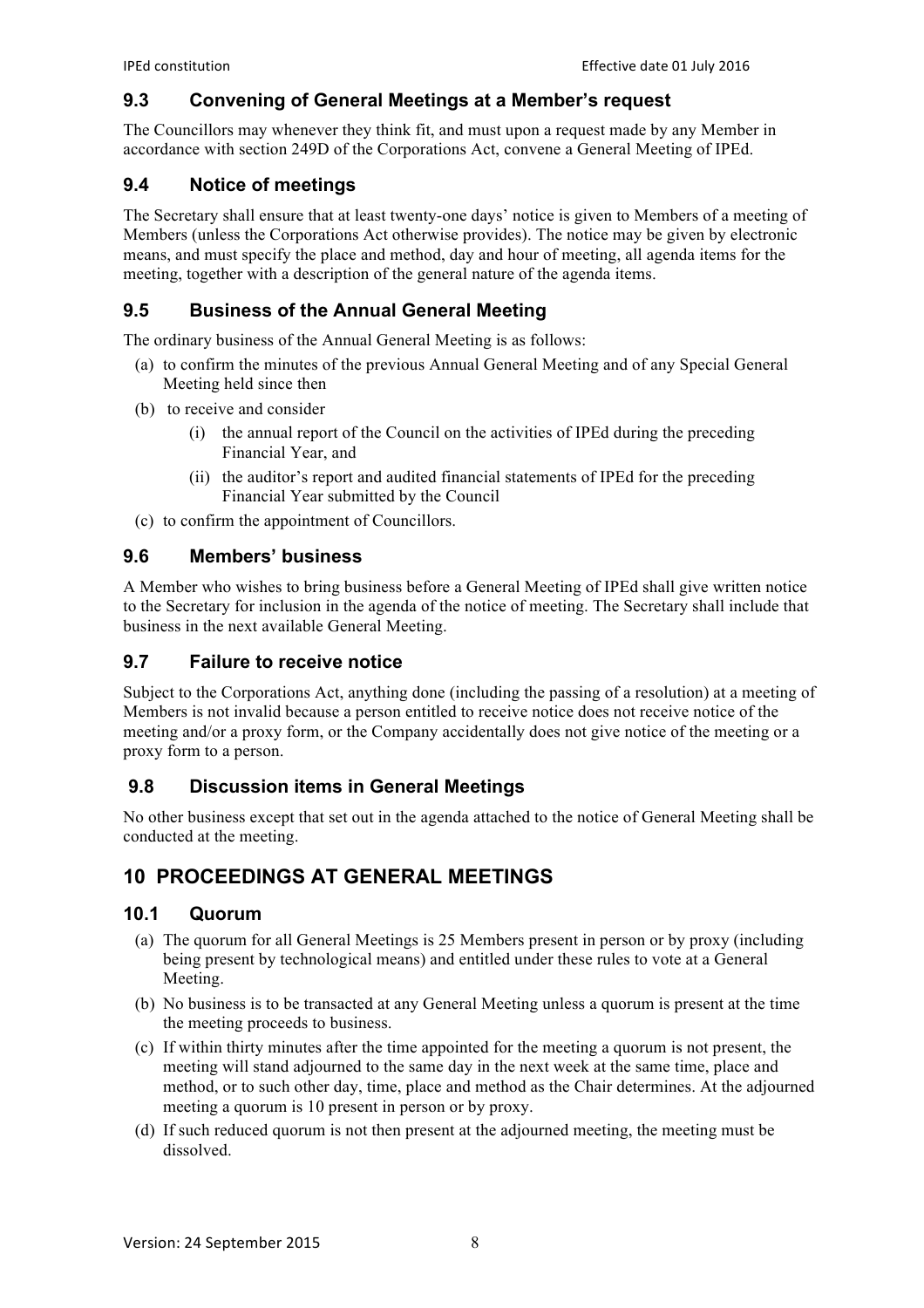### 9.3 Convening of General Meetings at a Member's request

The Councillors may whenever they think fit, and must upon a request made by any Member in accordance with section 249D of the Corporations Act, convene a General Meeting of IPEd.

### 9.4 Notice of meetings

The Secretary shall ensure that at least twenty-one days' notice is given to Members of a meeting of Members (unless the Corporations Act otherwise provides). The notice may be given by electronic means, and must specify the place and method, day and hour of meeting, all agenda items for the meeting, together with a description of the general nature of the agenda items.

### 9.5 Business of the Annual General Meeting

The ordinary business of the Annual General Meeting is as follows:

(a) to confirm the minutes of the previous Annual General Meeting and of any Special General Meeting held since then

(b) to receive and consider

  (i) the annual report of the Council on the activities of IPEd during the preceding Financial Year, and

  (ii) the auditor's report and audited financial statements of IPEd for the preceding Financial Year submitted by the Council

(c) to confirm the appointment of Councillors.

### 9.6 Members' business

A Member who wishes to bring business before a General Meeting of IPEd shall give written notice to the Secretary for inclusion in the agenda of the notice of meeting. The Secretary shall include that business in the next available General Meeting.

### 9.7 Failure to receive notice

Subject to the Corporations Act, anything done (including the passing of a resolution) at a meeting of Members is not invalid because a person entitled to receive notice does not receive notice of the meeting and/or a proxy form, or the Company accidentally does not give notice of the meeting or a proxy form to a person.

### 9.8 Discussion items in General Meetings

No other business except that set out in the agenda attached to the notice of General Meeting shall be conducted at the meeting.

## 10 PROCEEDINGS AT GENERAL MEETINGS

### 10.1 Quorum

(a) The quorum for all General Meetings is 25 Members present in person or by proxy (including being present by technological means) and entitled under these rules to vote at a General Meeting.

(b) No business is to be transacted at any General Meeting unless a quorum is present at the time the meeting proceeds to business.

(c) If within thirty minutes after the time appointed for the meeting a quorum is not present, the meeting will stand adjourned to the same day in the next week at the same time, place and method, or to such other day, time, place and method as the Chair determines. At the adjourned meeting a quorum is 10 present in person or by proxy.

(d) If such reduced quorum is not then present at the adjourned meeting, the meeting must be dissolved.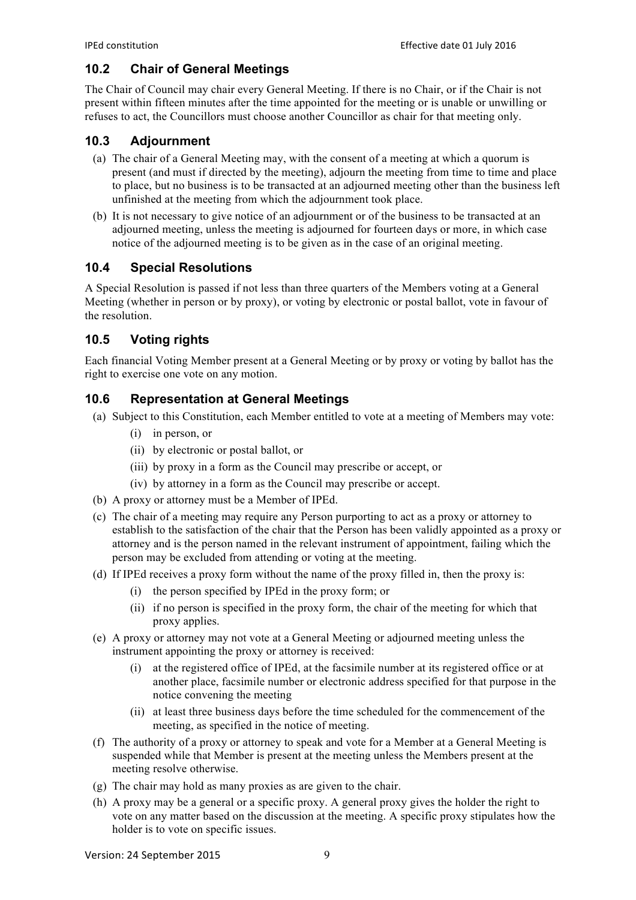## 10.2 Chair of General Meetings

The Chair of Council may chair every General Meeting. If there is no Chair, or if the Chair is not present within fifteen minutes after the time appointed for the meeting or is unable or unwilling or refuses to act, the Councillors must choose another Councillor as chair for that meeting only.

## 10.3 Adjournment

(a) The chair of a General Meeting may, with the consent of a meeting at which a quorum is present (and must if directed by the meeting), adjourn the meeting from time to time and place to place, but no business is to be transacted at an adjourned meeting other than the business left unfinished at the meeting from which the adjournment took place.

(b) It is not necessary to give notice of an adjournment or of the business to be transacted at an adjourned meeting, unless the meeting is adjourned for fourteen days or more, in which case notice of the adjourned meeting is to be given as in the case of an original meeting.

## 10.4 Special Resolutions

A Special Resolution is passed if not less than three quarters of the Members voting at a General Meeting (whether in person or by proxy), or voting by electronic or postal ballot, vote in favour of the resolution.

## 10.5 Voting rights

Each financial Voting Member present at a General Meeting or by proxy or voting by ballot has the right to exercise one vote on any motion.

## 10.6 Representation at General Meetings

(a) Subject to this Constitution, each Member entitled to vote at a meeting of Members may vote:

  (i) in person, or

  (ii) by electronic or postal ballot, or

  (iii) by proxy in a form as the Council may prescribe or accept, or

  (iv) by attorney in a form as the Council may prescribe or accept.

(b) A proxy or attorney must be a Member of IPEd.

(c) The chair of a meeting may require any Person purporting to act as a proxy or attorney to establish to the satisfaction of the chair that the Person has been validly appointed as a proxy or attorney and is the person named in the relevant instrument of appointment, failing which the person may be excluded from attending or voting at the meeting.

(d) If IPEd receives a proxy form without the name of the proxy filled in, then the proxy is:

  (i) the person specified by IPEd in the proxy form; or

  (ii) if no person is specified in the proxy form, the chair of the meeting for which that proxy applies.

(e) A proxy or attorney may not vote at a General Meeting or adjourned meeting unless the instrument appointing the proxy or attorney is received:

  (i) at the registered office of IPEd, at the facsimile number at its registered office or at another place, facsimile number or electronic address specified for that purpose in the notice convening the meeting

  (ii) at least three business days before the time scheduled for the commencement of the meeting, as specified in the notice of meeting.

(f) The authority of a proxy or attorney to speak and vote for a Member at a General Meeting is suspended while that Member is present at the meeting unless the Members present at the meeting resolve otherwise.

(g) The chair may hold as many proxies as are given to the chair.

(h) A proxy may be a general or a specific proxy. A general proxy gives the holder the right to vote on any matter based on the discussion at the meeting. A specific proxy stipulates how the holder is to vote on specific issues.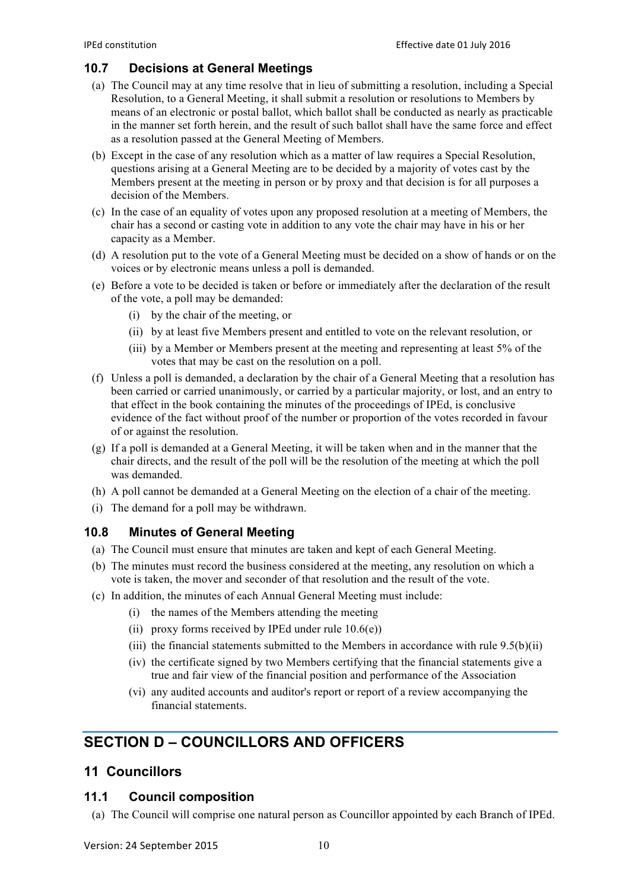### 10.7 Decisions at General Meetings

(a) The Council may at any time resolve that in lieu of submitting a resolution, including a Special Resolution, to a General Meeting, it shall submit a resolution or resolutions to Members by means of an electronic or postal ballot, which ballot shall be conducted as nearly as practicable in the manner set forth herein, and the result of such ballot shall have the same force and effect as a resolution passed at the General Meeting of Members.

(b) Except in the case of any resolution which as a matter of law requires a Special Resolution, questions arising at a General Meeting are to be decided by a majority of votes cast by the Members present at the meeting in person or by proxy and that decision is for all purposes a decision of the Members.

(c) In the case of an equality of votes upon any proposed resolution at a meeting of Members, the chair has a second or casting vote in addition to any vote the chair may have in his or her capacity as a Member.

(d) A resolution put to the vote of a General Meeting must be decided on a show of hands or on the voices or by electronic means unless a poll is demanded.

(e) Before a vote to be decided is taken or before or immediately after the declaration of the result of the vote, a poll may be demanded:

  (i) by the chair of the meeting, or

  (ii) by at least five Members present and entitled to vote on the relevant resolution, or

  (iii) by a Member or Members present at the meeting and representing at least 5% of the votes that may be cast on the resolution on a poll.

(f) Unless a poll is demanded, a declaration by the chair of a General Meeting that a resolution has been carried or carried unanimously, or carried by a particular majority, or lost, and an entry to that effect in the book containing the minutes of the proceedings of IPEd, is conclusive evidence of the fact without proof of the number or proportion of the votes recorded in favour of or against the resolution.

(g) If a poll is demanded at a General Meeting, it will be taken when and in the manner that the chair directs, and the result of the poll will be the resolution of the meeting at which the poll was demanded.

(h) A poll cannot be demanded at a General Meeting on the election of a chair of the meeting.

(i) The demand for a poll may be withdrawn.

### 10.8 Minutes of General Meeting

(a) The Council must ensure that minutes are taken and kept of each General Meeting.

(b) The minutes must record the business considered at the meeting, any resolution on which a vote is taken, the mover and seconder of that resolution and the result of the vote.

(c) In addition, the minutes of each Annual General Meeting must include:

  (i) the names of the Members attending the meeting

  (ii) proxy forms received by IPEd under rule 10.6(e))

  (iii) the financial statements submitted to the Members in accordance with rule 9.5(b)(ii)

  (iv) the certificate signed by two Members certifying that the financial statements give a true and fair view of the financial position and performance of the Association

  (vi) any audited accounts and auditor's report or report of a review accompanying the financial statements.

# SECTION D – COUNCILLORS AND OFFICERS

## 11 Councillors

### 11.1 Council composition

(a) The Council will comprise one natural person as Councillor appointed by each Branch of IPEd.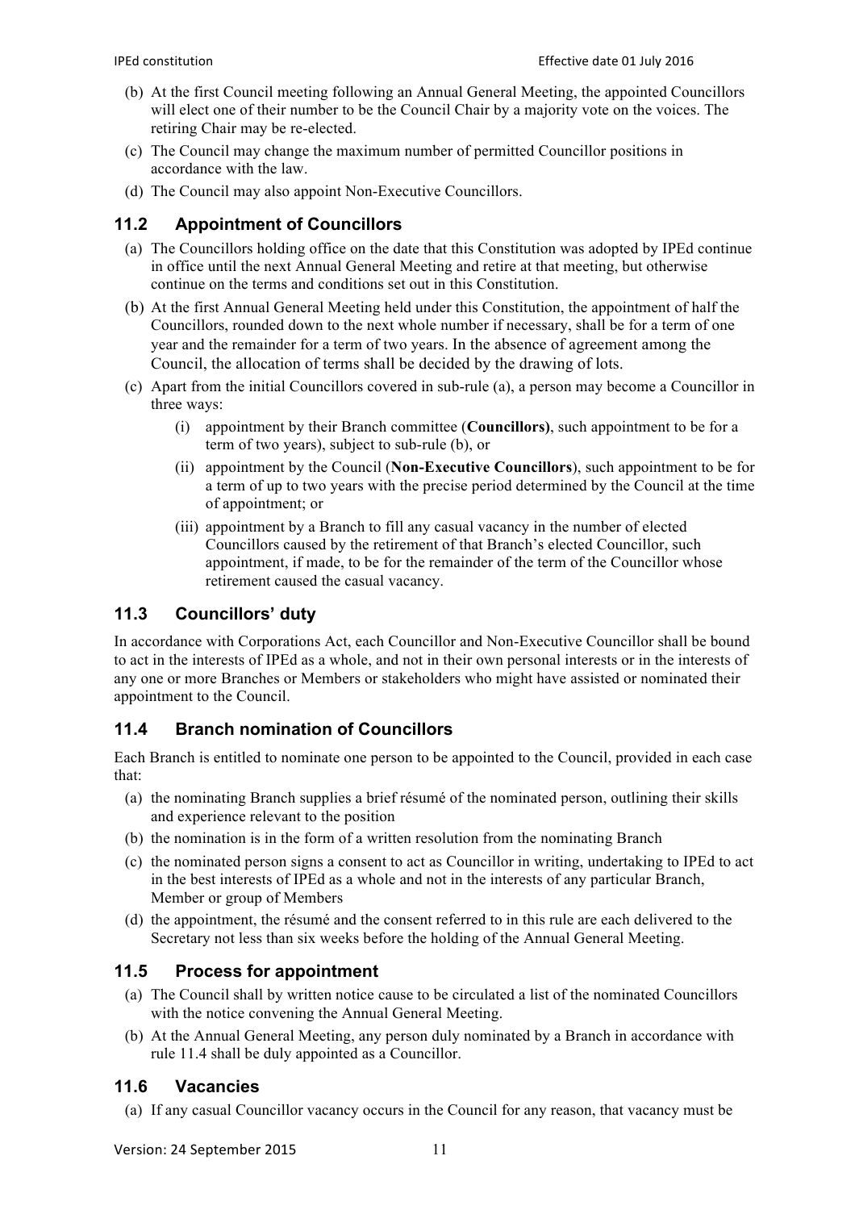(b) At the first Council meeting following an Annual General Meeting, the appointed Councillors will elect one of their number to be the Council Chair by a majority vote on the voices. The retiring Chair may be re-elected.

(c) The Council may change the maximum number of permitted Councillor positions in accordance with the law.

(d) The Council may also appoint Non-Executive Councillors.

## 11.2 Appointment of Councillors

(a) The Councillors holding office on the date that this Constitution was adopted by IPEd continue in office until the next Annual General Meeting and retire at that meeting, but otherwise continue on the terms and conditions set out in this Constitution.

(b) At the first Annual General Meeting held under this Constitution, the appointment of half the Councillors, rounded down to the next whole number if necessary, shall be for a term of one year and the remainder for a term of two years. In the absence of agreement among the Council, the allocation of terms shall be decided by the drawing of lots.

(c) Apart from the initial Councillors covered in sub-rule (a), a person may become a Councillor in three ways:

   (i) appointment by their Branch committee (**Councillors)**, such appointment to be for a term of two years), subject to sub-rule (b), or

   (ii) appointment by the Council (**Non-Executive Councillors**), such appointment to be for a term of up to two years with the precise period determined by the Council at the time of appointment; or

   (iii) appointment by a Branch to fill any casual vacancy in the number of elected Councillors caused by the retirement of that Branch's elected Councillor, such appointment, if made, to be for the remainder of the term of the Councillor whose retirement caused the casual vacancy.

## 11.3 Councillors' duty

In accordance with Corporations Act, each Councillor and Non-Executive Councillor shall be bound to act in the interests of IPEd as a whole, and not in their own personal interests or in the interests of any one or more Branches or Members or stakeholders who might have assisted or nominated their appointment to the Council.

## 11.4 Branch nomination of Councillors

Each Branch is entitled to nominate one person to be appointed to the Council, provided in each case that:

(a) the nominating Branch supplies a brief résumé of the nominated person, outlining their skills and experience relevant to the position

(b) the nomination is in the form of a written resolution from the nominating Branch

(c) the nominated person signs a consent to act as Councillor in writing, undertaking to IPEd to act in the best interests of IPEd as a whole and not in the interests of any particular Branch, Member or group of Members

(d) the appointment, the résumé and the consent referred to in this rule are each delivered to the Secretary not less than six weeks before the holding of the Annual General Meeting.

## 11.5 Process for appointment

(a) The Council shall by written notice cause to be circulated a list of the nominated Councillors with the notice convening the Annual General Meeting.

(b) At the Annual General Meeting, any person duly nominated by a Branch in accordance with rule 11.4 shall be duly appointed as a Councillor.

## 11.6 Vacancies

(a) If any casual Councillor vacancy occurs in the Council for any reason, that vacancy must be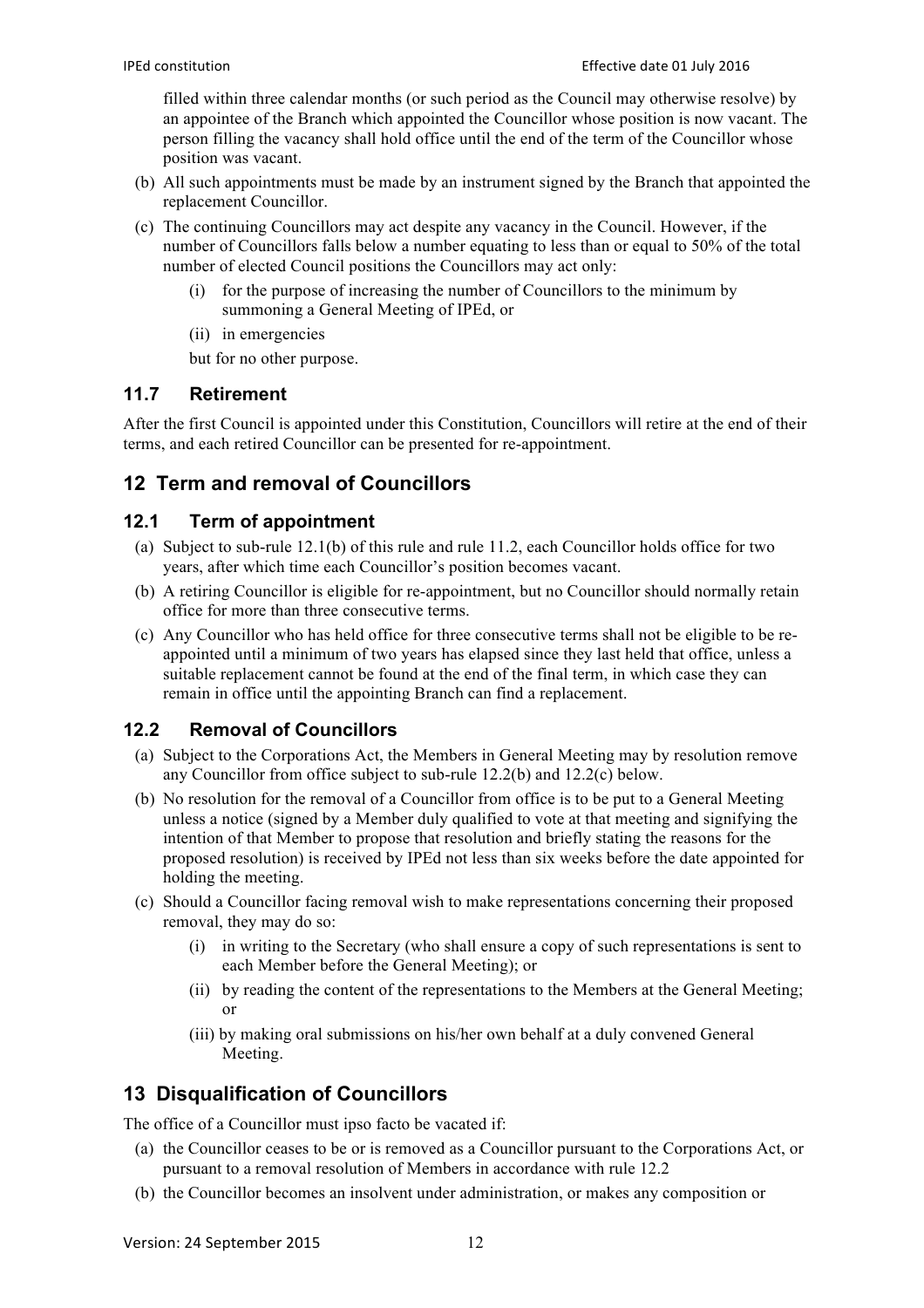filled within three calendar months (or such period as the Council may otherwise resolve) by an appointee of the Branch which appointed the Councillor whose position is now vacant. The person filling the vacancy shall hold office until the end of the term of the Councillor whose position was vacant.

(b) All such appointments must be made by an instrument signed by the Branch that appointed the replacement Councillor.

(c) The continuing Councillors may act despite any vacancy in the Council. However, if the number of Councillors falls below a number equating to less than or equal to 50% of the total number of elected Council positions the Councillors may act only:

   (i) for the purpose of increasing the number of Councillors to the minimum by summoning a General Meeting of IPEd, or

   (ii) in emergencies

   but for no other purpose.

### 11.7 Retirement

After the first Council is appointed under this Constitution, Councillors will retire at the end of their terms, and each retired Councillor can be presented for re-appointment.

## 12 Term and removal of Councillors

### 12.1 Term of appointment

(a) Subject to sub-rule 12.1(b) of this rule and rule 11.2, each Councillor holds office for two years, after which time each Councillor's position becomes vacant.

(b) A retiring Councillor is eligible for re-appointment, but no Councillor should normally retain office for more than three consecutive terms.

(c) Any Councillor who has held office for three consecutive terms shall not be eligible to be re-appointed until a minimum of two years has elapsed since they last held that office, unless a suitable replacement cannot be found at the end of the final term, in which case they can remain in office until the appointing Branch can find a replacement.

### 12.2 Removal of Councillors

(a) Subject to the Corporations Act, the Members in General Meeting may by resolution remove any Councillor from office subject to sub-rule 12.2(b) and 12.2(c) below.

(b) No resolution for the removal of a Councillor from office is to be put to a General Meeting unless a notice (signed by a Member duly qualified to vote at that meeting and signifying the intention of that Member to propose that resolution and briefly stating the reasons for the proposed resolution) is received by IPEd not less than six weeks before the date appointed for holding the meeting.

(c) Should a Councillor facing removal wish to make representations concerning their proposed removal, they may do so:

   (i) in writing to the Secretary (who shall ensure a copy of such representations is sent to each Member before the General Meeting); or

   (ii) by reading the content of the representations to the Members at the General Meeting; or

   (iii) by making oral submissions on his/her own behalf at a duly convened General Meeting.

## 13 Disqualification of Councillors

The office of a Councillor must ipso facto be vacated if:

(a) the Councillor ceases to be or is removed as a Councillor pursuant to the Corporations Act, or pursuant to a removal resolution of Members in accordance with rule 12.2

(b) the Councillor becomes an insolvent under administration, or makes any composition or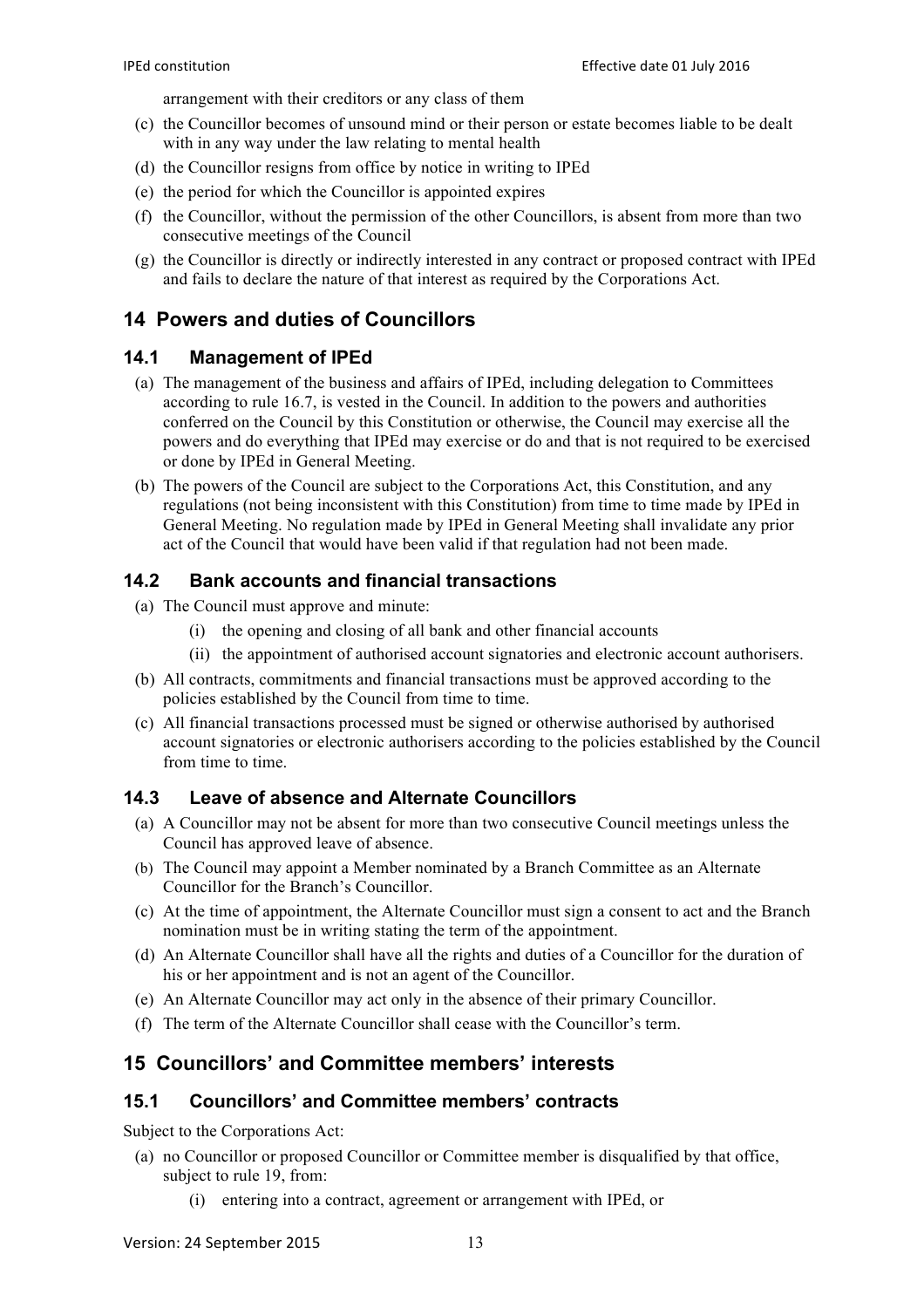arrangement with their creditors or any class of them

(c) the Councillor becomes of unsound mind or their person or estate becomes liable to be dealt with in any way under the law relating to mental health

(d) the Councillor resigns from office by notice in writing to IPEd

(e) the period for which the Councillor is appointed expires

(f) the Councillor, without the permission of the other Councillors, is absent from more than two consecutive meetings of the Council

(g) the Councillor is directly or indirectly interested in any contract or proposed contract with IPEd and fails to declare the nature of that interest as required by the Corporations Act.

## 14 Powers and duties of Councillors

### 14.1 Management of IPEd

(a) The management of the business and affairs of IPEd, including delegation to Committees according to rule 16.7, is vested in the Council. In addition to the powers and authorities conferred on the Council by this Constitution or otherwise, the Council may exercise all the powers and do everything that IPEd may exercise or do and that is not required to be exercised or done by IPEd in General Meeting.

(b) The powers of the Council are subject to the Corporations Act, this Constitution, and any regulations (not being inconsistent with this Constitution) from time to time made by IPEd in General Meeting. No regulation made by IPEd in General Meeting shall invalidate any prior act of the Council that would have been valid if that regulation had not been made.

### 14.2 Bank accounts and financial transactions

(a) The Council must approve and minute:

  (i) the opening and closing of all bank and other financial accounts

  (ii) the appointment of authorised account signatories and electronic account authorisers.

(b) All contracts, commitments and financial transactions must be approved according to the policies established by the Council from time to time.

(c) All financial transactions processed must be signed or otherwise authorised by authorised account signatories or electronic authorisers according to the policies established by the Council from time to time.

### 14.3 Leave of absence and Alternate Councillors

(a) A Councillor may not be absent for more than two consecutive Council meetings unless the Council has approved leave of absence.

(b) The Council may appoint a Member nominated by a Branch Committee as an Alternate Councillor for the Branch's Councillor.

(c) At the time of appointment, the Alternate Councillor must sign a consent to act and the Branch nomination must be in writing stating the term of the appointment.

(d) An Alternate Councillor shall have all the rights and duties of a Councillor for the duration of his or her appointment and is not an agent of the Councillor.

(e) An Alternate Councillor may act only in the absence of their primary Councillor.

(f) The term of the Alternate Councillor shall cease with the Councillor's term.

## 15 Councillors' and Committee members' interests

### 15.1 Councillors' and Committee members' contracts

Subject to the Corporations Act:

(a) no Councillor or proposed Councillor or Committee member is disqualified by that office, subject to rule 19, from:

  (i) entering into a contract, agreement or arrangement with IPEd, or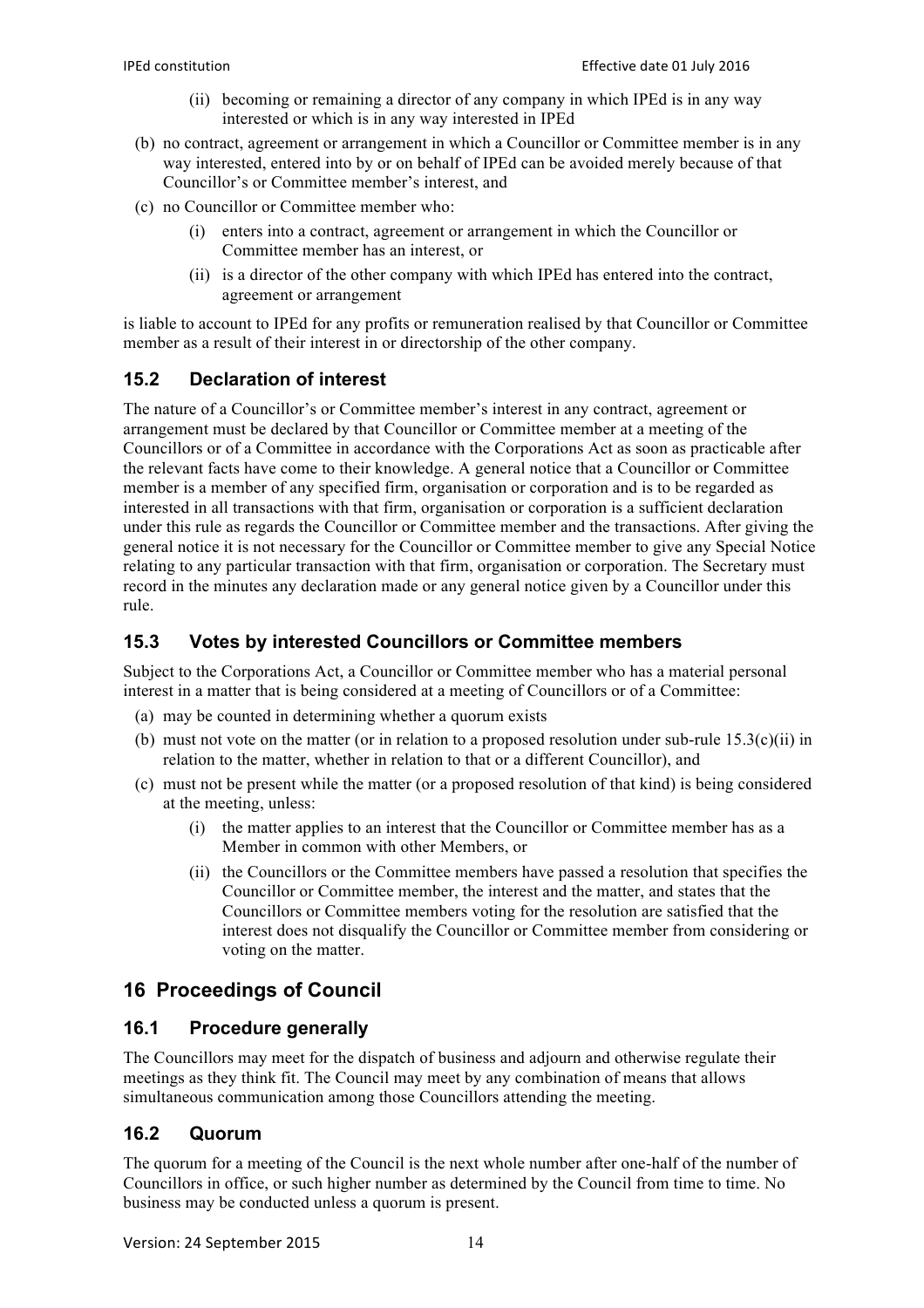(ii) becoming or remaining a director of any company in which IPEd is in any way interested or which is in any way interested in IPEd

(b) no contract, agreement or arrangement in which a Councillor or Committee member is in any way interested, entered into by or on behalf of IPEd can be avoided merely because of that Councillor's or Committee member's interest, and

(c) no Councillor or Committee member who:

(i) enters into a contract, agreement or arrangement in which the Councillor or Committee member has an interest, or

(ii) is a director of the other company with which IPEd has entered into the contract, agreement or arrangement

is liable to account to IPEd for any profits or remuneration realised by that Councillor or Committee member as a result of their interest in or directorship of the other company.

### 15.2 Declaration of interest

The nature of a Councillor's or Committee member's interest in any contract, agreement or arrangement must be declared by that Councillor or Committee member at a meeting of the Councillors or of a Committee in accordance with the Corporations Act as soon as practicable after the relevant facts have come to their knowledge. A general notice that a Councillor or Committee member is a member of any specified firm, organisation or corporation and is to be regarded as interested in all transactions with that firm, organisation or corporation is a sufficient declaration under this rule as regards the Councillor or Committee member and the transactions. After giving the general notice it is not necessary for the Councillor or Committee member to give any Special Notice relating to any particular transaction with that firm, organisation or corporation. The Secretary must record in the minutes any declaration made or any general notice given by a Councillor under this rule.

### 15.3 Votes by interested Councillors or Committee members

Subject to the Corporations Act, a Councillor or Committee member who has a material personal interest in a matter that is being considered at a meeting of Councillors or of a Committee:

(a) may be counted in determining whether a quorum exists

(b) must not vote on the matter (or in relation to a proposed resolution under sub-rule 15.3(c)(ii) in relation to the matter, whether in relation to that or a different Councillor), and

(c) must not be present while the matter (or a proposed resolution of that kind) is being considered at the meeting, unless:

(i) the matter applies to an interest that the Councillor or Committee member has as a Member in common with other Members, or

(ii) the Councillors or the Committee members have passed a resolution that specifies the Councillor or Committee member, the interest and the matter, and states that the Councillors or Committee members voting for the resolution are satisfied that the interest does not disqualify the Councillor or Committee member from considering or voting on the matter.

## 16 Proceedings of Council

### 16.1 Procedure generally

The Councillors may meet for the dispatch of business and adjourn and otherwise regulate their meetings as they think fit. The Council may meet by any combination of means that allows simultaneous communication among those Councillors attending the meeting.

### 16.2 Quorum

The quorum for a meeting of the Council is the next whole number after one-half of the number of Councillors in office, or such higher number as determined by the Council from time to time. No business may be conducted unless a quorum is present.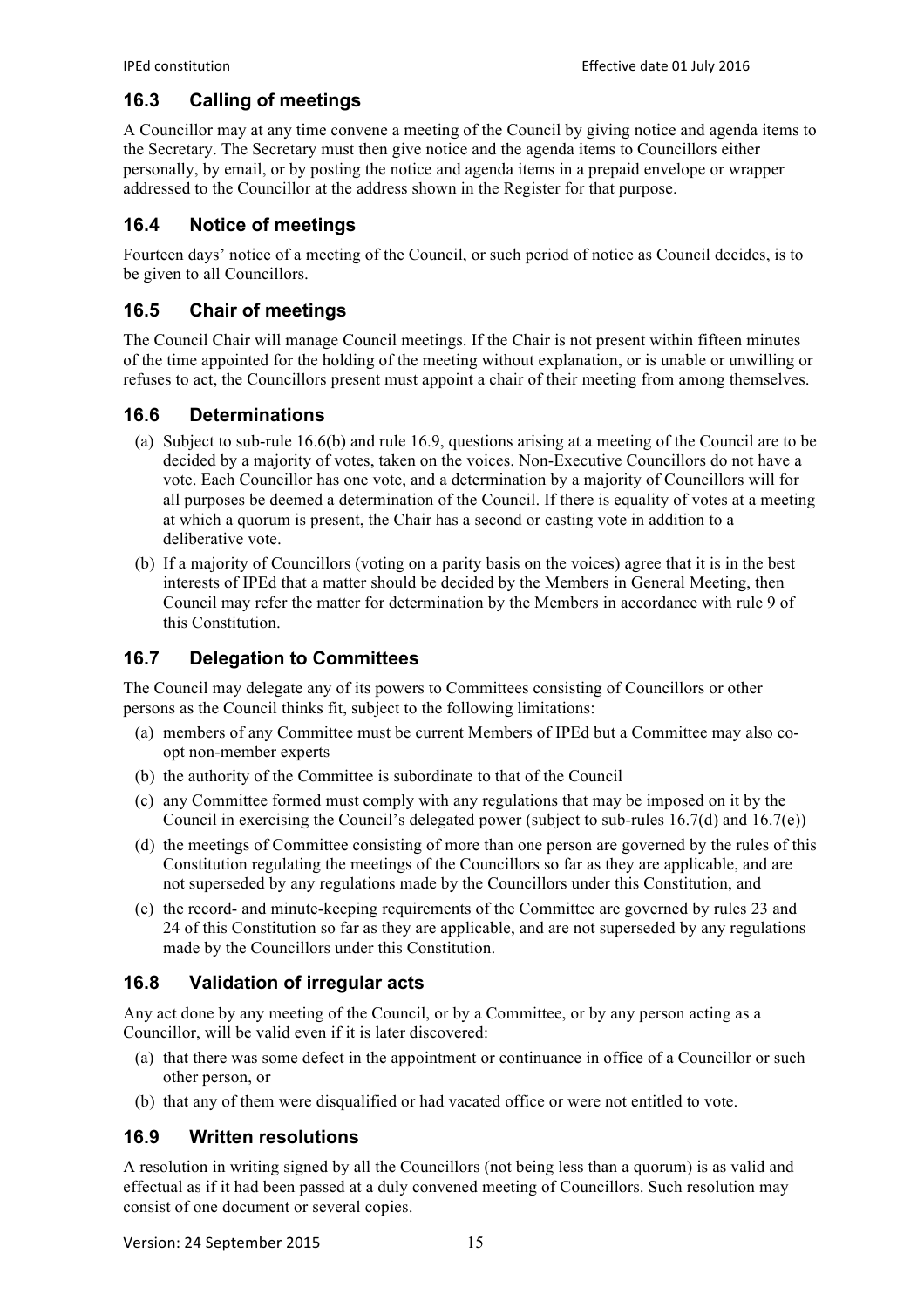## 16.3 Calling of meetings

A Councillor may at any time convene a meeting of the Council by giving notice and agenda items to the Secretary. The Secretary must then give notice and the agenda items to Councillors either personally, by email, or by posting the notice and agenda items in a prepaid envelope or wrapper addressed to the Councillor at the address shown in the Register for that purpose.

## 16.4 Notice of meetings

Fourteen days' notice of a meeting of the Council, or such period of notice as Council decides, is to be given to all Councillors.

## 16.5 Chair of meetings

The Council Chair will manage Council meetings. If the Chair is not present within fifteen minutes of the time appointed for the holding of the meeting without explanation, or is unable or unwilling or refuses to act, the Councillors present must appoint a chair of their meeting from among themselves.

## 16.6 Determinations

(a) Subject to sub-rule 16.6(b) and rule 16.9, questions arising at a meeting of the Council are to be decided by a majority of votes, taken on the voices. Non-Executive Councillors do not have a vote. Each Councillor has one vote, and a determination by a majority of Councillors will for all purposes be deemed a determination of the Council. If there is equality of votes at a meeting at which a quorum is present, the Chair has a second or casting vote in addition to a deliberative vote.

(b) If a majority of Councillors (voting on a parity basis on the voices) agree that it is in the best interests of IPEd that a matter should be decided by the Members in General Meeting, then Council may refer the matter for determination by the Members in accordance with rule 9 of this Constitution.

## 16.7 Delegation to Committees

The Council may delegate any of its powers to Committees consisting of Councillors or other persons as the Council thinks fit, subject to the following limitations:

(a) members of any Committee must be current Members of IPEd but a Committee may also co-opt non-member experts

(b) the authority of the Committee is subordinate to that of the Council

(c) any Committee formed must comply with any regulations that may be imposed on it by the Council in exercising the Council's delegated power (subject to sub-rules 16.7(d) and 16.7(e))

(d) the meetings of Committee consisting of more than one person are governed by the rules of this Constitution regulating the meetings of the Councillors so far as they are applicable, and are not superseded by any regulations made by the Councillors under this Constitution, and

(e) the record- and minute-keeping requirements of the Committee are governed by rules 23 and 24 of this Constitution so far as they are applicable, and are not superseded by any regulations made by the Councillors under this Constitution.

## 16.8 Validation of irregular acts

Any act done by any meeting of the Council, or by a Committee, or by any person acting as a Councillor, will be valid even if it is later discovered:

(a) that there was some defect in the appointment or continuance in office of a Councillor or such other person, or

(b) that any of them were disqualified or had vacated office or were not entitled to vote.

## 16.9 Written resolutions

A resolution in writing signed by all the Councillors (not being less than a quorum) is as valid and effectual as if it had been passed at a duly convened meeting of Councillors. Such resolution may consist of one document or several copies.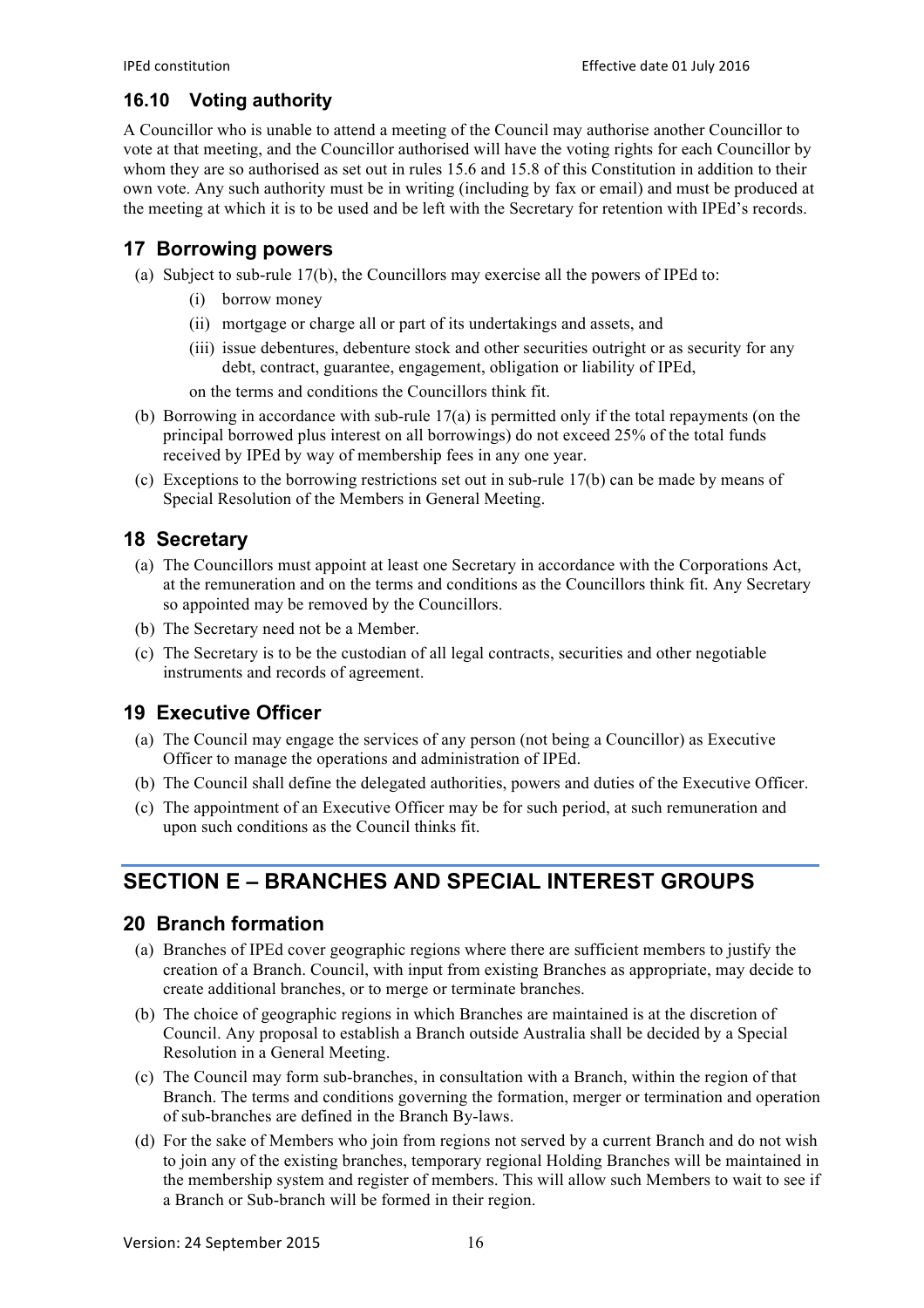### 16.10 Voting authority

A Councillor who is unable to attend a meeting of the Council may authorise another Councillor to vote at that meeting, and the Councillor authorised will have the voting rights for each Councillor by whom they are so authorised as set out in rules 15.6 and 15.8 of this Constitution in addition to their own vote. Any such authority must be in writing (including by fax or email) and must be produced at the meeting at which it is to be used and be left with the Secretary for retention with IPEd's records.

## 17 Borrowing powers

(a) Subject to sub-rule 17(b), the Councillors may exercise all the powers of IPEd to:

  (i) borrow money

  (ii) mortgage or charge all or part of its undertakings and assets, and

  (iii) issue debentures, debenture stock and other securities outright or as security for any debt, contract, guarantee, engagement, obligation or liability of IPEd,

  on the terms and conditions the Councillors think fit.

(b) Borrowing in accordance with sub-rule 17(a) is permitted only if the total repayments (on the principal borrowed plus interest on all borrowings) do not exceed 25% of the total funds received by IPEd by way of membership fees in any one year.

(c) Exceptions to the borrowing restrictions set out in sub-rule 17(b) can be made by means of Special Resolution of the Members in General Meeting.

## 18 Secretary

(a) The Councillors must appoint at least one Secretary in accordance with the Corporations Act, at the remuneration and on the terms and conditions as the Councillors think fit. Any Secretary so appointed may be removed by the Councillors.

(b) The Secretary need not be a Member.

(c) The Secretary is to be the custodian of all legal contracts, securities and other negotiable instruments and records of agreement.

## 19 Executive Officer

(a) The Council may engage the services of any person (not being a Councillor) as Executive Officer to manage the operations and administration of IPEd.

(b) The Council shall define the delegated authorities, powers and duties of the Executive Officer.

(c) The appointment of an Executive Officer may be for such period, at such remuneration and upon such conditions as the Council thinks fit.

# SECTION E – BRANCHES AND SPECIAL INTEREST GROUPS

## 20 Branch formation

(a) Branches of IPEd cover geographic regions where there are sufficient members to justify the creation of a Branch. Council, with input from existing Branches as appropriate, may decide to create additional branches, or to merge or terminate branches.

(b) The choice of geographic regions in which Branches are maintained is at the discretion of Council. Any proposal to establish a Branch outside Australia shall be decided by a Special Resolution in a General Meeting.

(c) The Council may form sub-branches, in consultation with a Branch, within the region of that Branch. The terms and conditions governing the formation, merger or termination and operation of sub-branches are defined in the Branch By-laws.

(d) For the sake of Members who join from regions not served by a current Branch and do not wish to join any of the existing branches, temporary regional Holding Branches will be maintained in the membership system and register of members. This will allow such Members to wait to see if a Branch or Sub-branch will be formed in their region.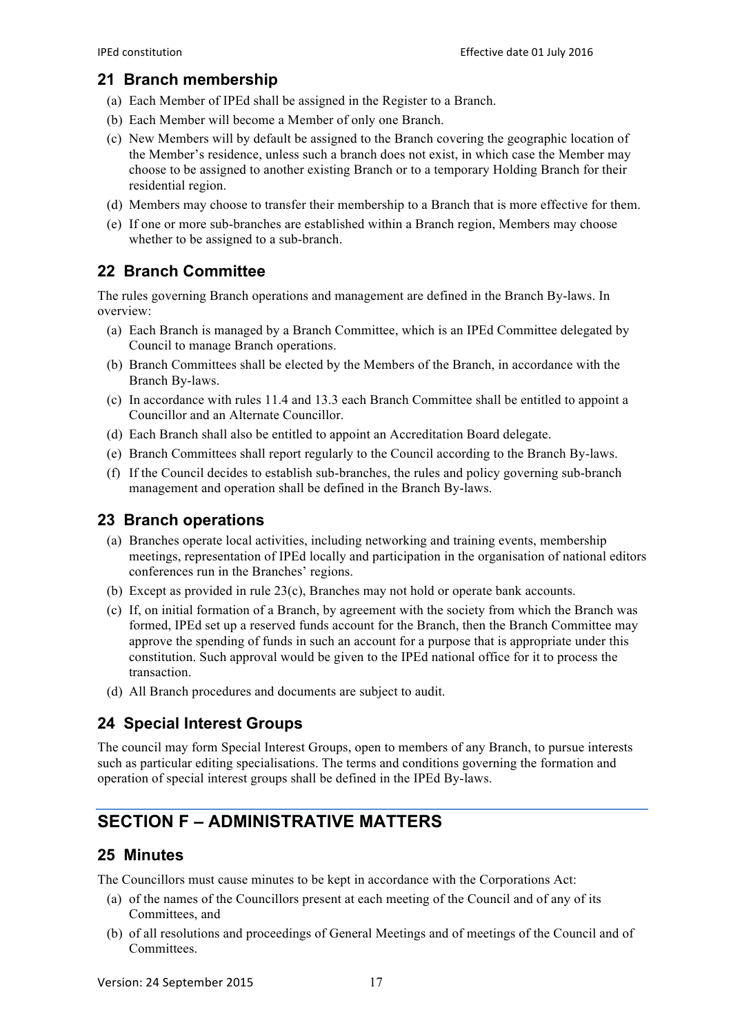## 21 Branch membership

(a) Each Member of IPEd shall be assigned in the Register to a Branch.

(b) Each Member will become a Member of only one Branch.

(c) New Members will by default be assigned to the Branch covering the geographic location of the Member's residence, unless such a branch does not exist, in which case the Member may choose to be assigned to another existing Branch or to a temporary Holding Branch for their residential region.

(d) Members may choose to transfer their membership to a Branch that is more effective for them.

(e) If one or more sub-branches are established within a Branch region, Members may choose whether to be assigned to a sub-branch.

## 22 Branch Committee

The rules governing Branch operations and management are defined in the Branch By-laws. In overview:

(a) Each Branch is managed by a Branch Committee, which is an IPEd Committee delegated by Council to manage Branch operations.

(b) Branch Committees shall be elected by the Members of the Branch, in accordance with the Branch By-laws.

(c) In accordance with rules 11.4 and 13.3 each Branch Committee shall be entitled to appoint a Councillor and an Alternate Councillor.

(d) Each Branch shall also be entitled to appoint an Accreditation Board delegate.

(e) Branch Committees shall report regularly to the Council according to the Branch By-laws.

(f) If the Council decides to establish sub-branches, the rules and policy governing sub-branch management and operation shall be defined in the Branch By-laws.

## 23 Branch operations

(a) Branches operate local activities, including networking and training events, membership meetings, representation of IPEd locally and participation in the organisation of national editors conferences run in the Branches' regions.

(b) Except as provided in rule 23(c), Branches may not hold or operate bank accounts.

(c) If, on initial formation of a Branch, by agreement with the society from which the Branch was formed, IPEd set up a reserved funds account for the Branch, then the Branch Committee may approve the spending of funds in such an account for a purpose that is appropriate under this constitution. Such approval would be given to the IPEd national office for it to process the transaction.

(d) All Branch procedures and documents are subject to audit.

## 24 Special Interest Groups

The council may form Special Interest Groups, open to members of any Branch, to pursue interests such as particular editing specialisations. The terms and conditions governing the formation and operation of special interest groups shall be defined in the IPEd By-laws.

# SECTION F – ADMINISTRATIVE MATTERS

## 25 Minutes

The Councillors must cause minutes to be kept in accordance with the Corporations Act:

(a) of the names of the Councillors present at each meeting of the Council and of any of its Committees, and

(b) of all resolutions and proceedings of General Meetings and of meetings of the Council and of Committees.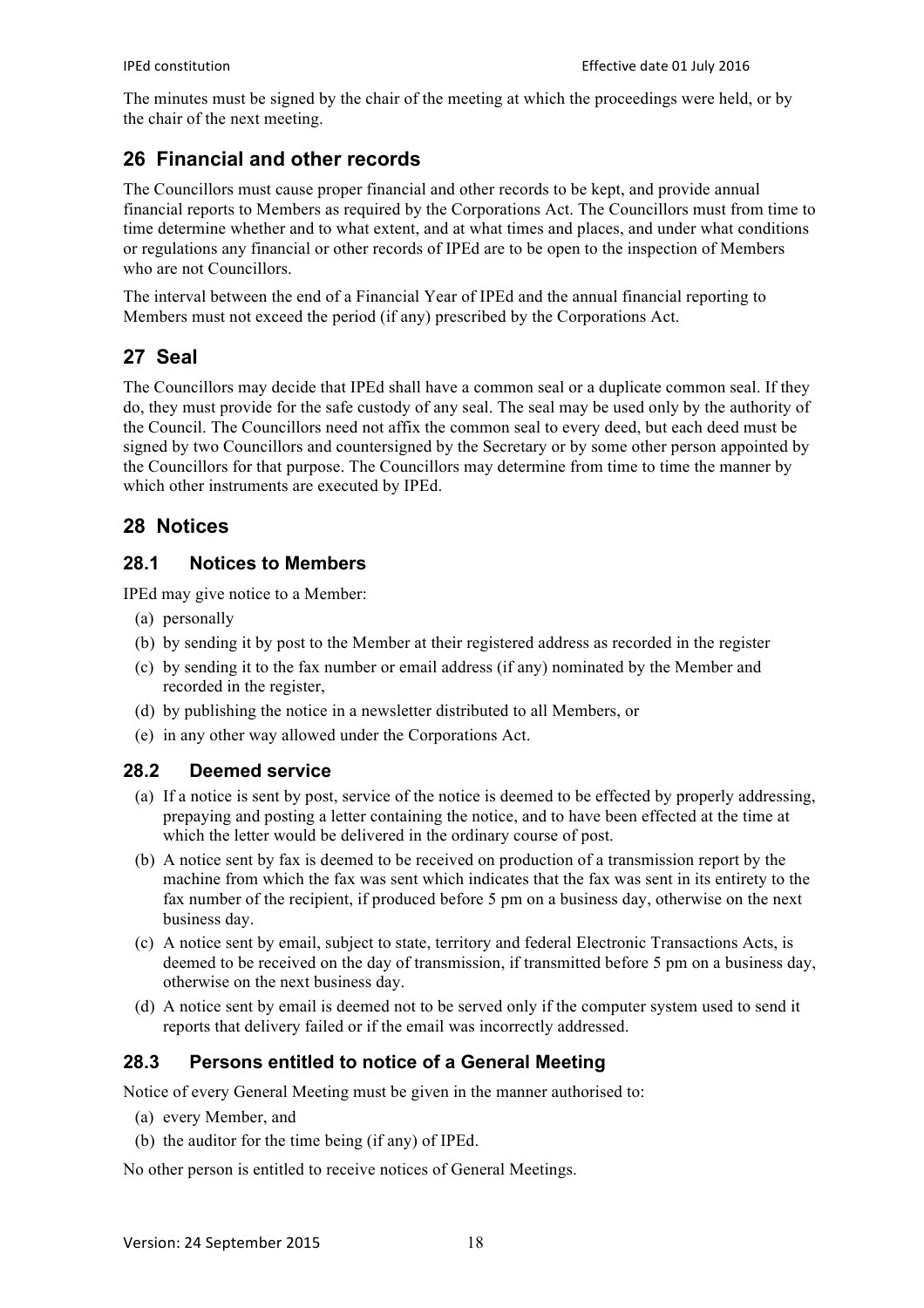The minutes must be signed by the chair of the meeting at which the proceedings were held, or by the chair of the next meeting.

## 26 Financial and other records

The Councillors must cause proper financial and other records to be kept, and provide annual financial reports to Members as required by the Corporations Act. The Councillors must from time to time determine whether and to what extent, and at what times and places, and under what conditions or regulations any financial or other records of IPEd are to be open to the inspection of Members who are not Councillors.

The interval between the end of a Financial Year of IPEd and the annual financial reporting to Members must not exceed the period (if any) prescribed by the Corporations Act.

## 27 Seal

The Councillors may decide that IPEd shall have a common seal or a duplicate common seal. If they do, they must provide for the safe custody of any seal. The seal may be used only by the authority of the Council. The Councillors need not affix the common seal to every deed, but each deed must be signed by two Councillors and countersigned by the Secretary or by some other person appointed by the Councillors for that purpose. The Councillors may determine from time to time the manner by which other instruments are executed by IPEd.

## 28 Notices

### 28.1 Notices to Members

IPEd may give notice to a Member:

(a) personally

(b) by sending it by post to the Member at their registered address as recorded in the register

(c) by sending it to the fax number or email address (if any) nominated by the Member and recorded in the register,

(d) by publishing the notice in a newsletter distributed to all Members, or

(e) in any other way allowed under the Corporations Act.

### 28.2 Deemed service

(a) If a notice is sent by post, service of the notice is deemed to be effected by properly addressing, prepaying and posting a letter containing the notice, and to have been effected at the time at which the letter would be delivered in the ordinary course of post.

(b) A notice sent by fax is deemed to be received on production of a transmission report by the machine from which the fax was sent which indicates that the fax was sent in its entirety to the fax number of the recipient, if produced before 5 pm on a business day, otherwise on the next business day.

(c) A notice sent by email, subject to state, territory and federal Electronic Transactions Acts, is deemed to be received on the day of transmission, if transmitted before 5 pm on a business day, otherwise on the next business day.

(d) A notice sent by email is deemed not to be served only if the computer system used to send it reports that delivery failed or if the email was incorrectly addressed.

### 28.3 Persons entitled to notice of a General Meeting

Notice of every General Meeting must be given in the manner authorised to:

(a) every Member, and

(b) the auditor for the time being (if any) of IPEd.

No other person is entitled to receive notices of General Meetings.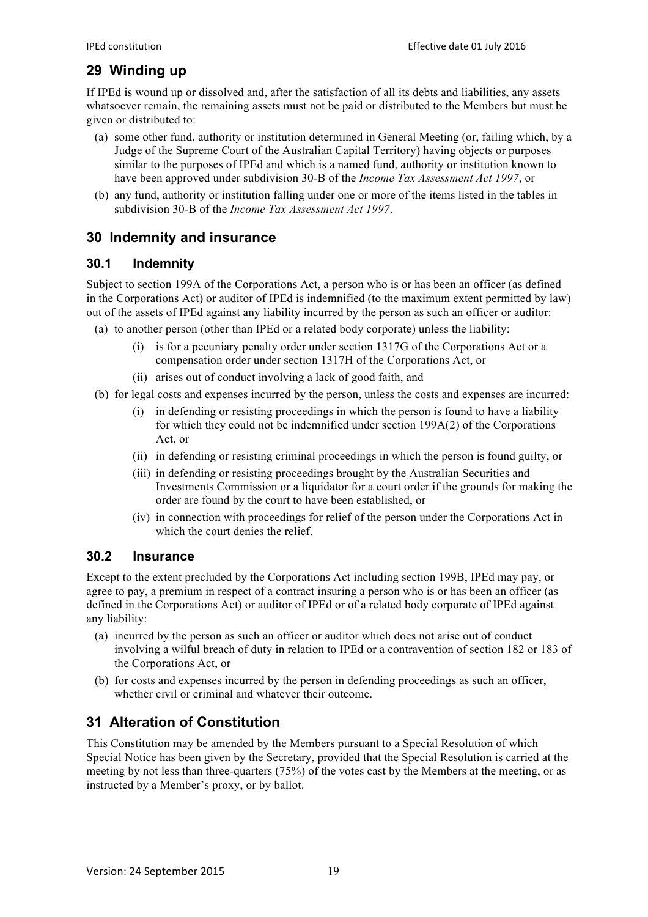## 29 Winding up

If IPEd is wound up or dissolved and, after the satisfaction of all its debts and liabilities, any assets whatsoever remain, the remaining assets must not be paid or distributed to the Members but must be given or distributed to:

(a) some other fund, authority or institution determined in General Meeting (or, failing which, by a Judge of the Supreme Court of the Australian Capital Territory) having objects or purposes similar to the purposes of IPEd and which is a named fund, authority or institution known to have been approved under subdivision 30-B of the *Income Tax Assessment Act 1997*, or

(b) any fund, authority or institution falling under one or more of the items listed in the tables in subdivision 30-B of the *Income Tax Assessment Act 1997*.

## 30 Indemnity and insurance

### 30.1 Indemnity

Subject to section 199A of the Corporations Act, a person who is or has been an officer (as defined in the Corporations Act) or auditor of IPEd is indemnified (to the maximum extent permitted by law) out of the assets of IPEd against any liability incurred by the person as such an officer or auditor:

(a) to another person (other than IPEd or a related body corporate) unless the liability:

  (i) is for a pecuniary penalty order under section 1317G of the Corporations Act or a compensation order under section 1317H of the Corporations Act, or

  (ii) arises out of conduct involving a lack of good faith, and

(b) for legal costs and expenses incurred by the person, unless the costs and expenses are incurred:

  (i) in defending or resisting proceedings in which the person is found to have a liability for which they could not be indemnified under section 199A(2) of the Corporations Act, or

  (ii) in defending or resisting criminal proceedings in which the person is found guilty, or

  (iii) in defending or resisting proceedings brought by the Australian Securities and Investments Commission or a liquidator for a court order if the grounds for making the order are found by the court to have been established, or

  (iv) in connection with proceedings for relief of the person under the Corporations Act in which the court denies the relief.

### 30.2 Insurance

Except to the extent precluded by the Corporations Act including section 199B, IPEd may pay, or agree to pay, a premium in respect of a contract insuring a person who is or has been an officer (as defined in the Corporations Act) or auditor of IPEd or of a related body corporate of IPEd against any liability:

(a) incurred by the person as such an officer or auditor which does not arise out of conduct involving a wilful breach of duty in relation to IPEd or a contravention of section 182 or 183 of the Corporations Act, or

(b) for costs and expenses incurred by the person in defending proceedings as such an officer, whether civil or criminal and whatever their outcome.

## 31 Alteration of Constitution

This Constitution may be amended by the Members pursuant to a Special Resolution of which Special Notice has been given by the Secretary, provided that the Special Resolution is carried at the meeting by not less than three-quarters (75%) of the votes cast by the Members at the meeting, or as instructed by a Member's proxy, or by ballot.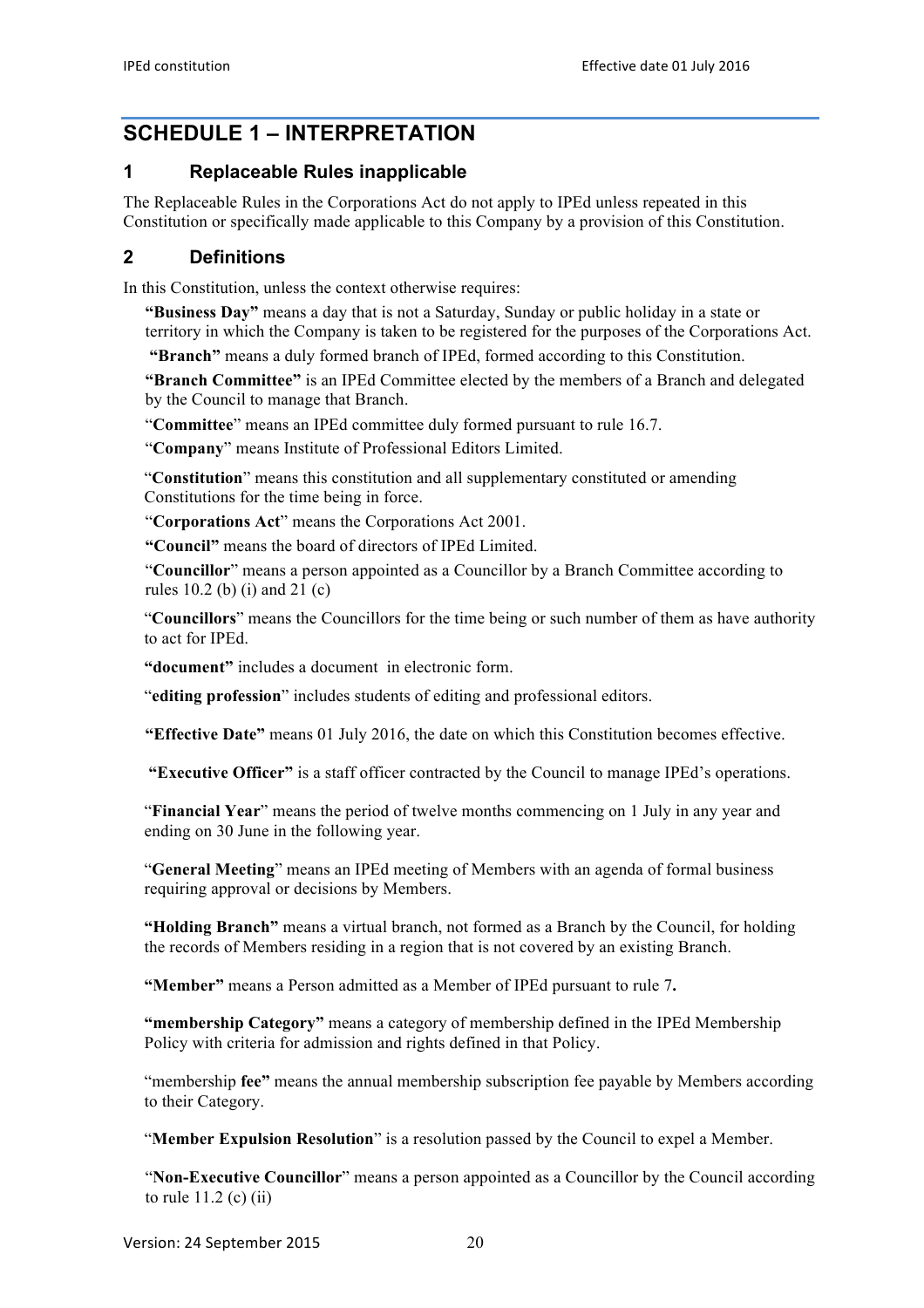# SCHEDULE 1 – INTERPRETATION

## 1 Replaceable Rules inapplicable

The Replaceable Rules in the Corporations Act do not apply to IPEd unless repeated in this Constitution or specifically made applicable to this Company by a provision of this Constitution.

## 2 Definitions

In this Constitution, unless the context otherwise requires:

**"Business Day"** means a day that is not a Saturday, Sunday or public holiday in a state or territory in which the Company is taken to be registered for the purposes of the Corporations Act.

**"Branch"** means a duly formed branch of IPEd, formed according to this Constitution.

**"Branch Committee"** is an IPEd Committee elected by the members of a Branch and delegated by the Council to manage that Branch.

"**Committee**" means an IPEd committee duly formed pursuant to rule 16.7.

"**Company**" means Institute of Professional Editors Limited.

"**Constitution**" means this constitution and all supplementary constituted or amending Constitutions for the time being in force.

"**Corporations Act**" means the Corporations Act 2001.

**"Council"** means the board of directors of IPEd Limited.

"**Councillor**" means a person appointed as a Councillor by a Branch Committee according to rules 10.2 (b) (i) and 21 (c)

"**Councillors**" means the Councillors for the time being or such number of them as have authority to act for IPEd.

**"document"** includes a document in electronic form.

"**editing profession**" includes students of editing and professional editors.

**"Effective Date"** means 01 July 2016, the date on which this Constitution becomes effective.

**"Executive Officer"** is a staff officer contracted by the Council to manage IPEd's operations.

"**Financial Year**" means the period of twelve months commencing on 1 July in any year and ending on 30 June in the following year.

"**General Meeting**" means an IPEd meeting of Members with an agenda of formal business requiring approval or decisions by Members.

**"Holding Branch"** means a virtual branch, not formed as a Branch by the Council, for holding the records of Members residing in a region that is not covered by an existing Branch.

**"Member"** means a Person admitted as a Member of IPEd pursuant to rule 7**.**

**"membership Category"** means a category of membership defined in the IPEd Membership Policy with criteria for admission and rights defined in that Policy.

"membership **fee"** means the annual membership subscription fee payable by Members according to their Category.

"**Member Expulsion Resolution**" is a resolution passed by the Council to expel a Member.

"**Non-Executive Councillor**" means a person appointed as a Councillor by the Council according to rule 11.2 (c) (ii)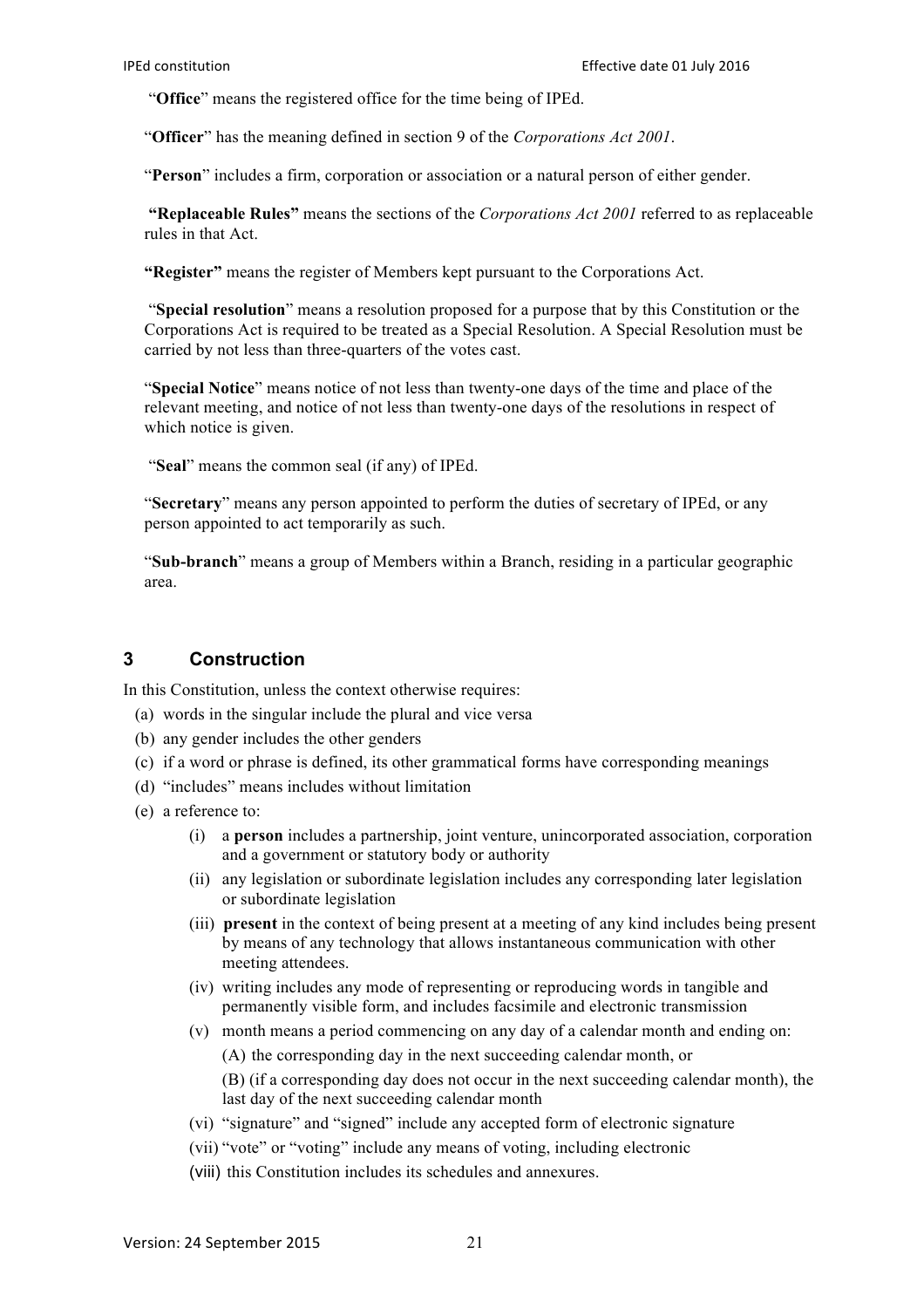"**Office**" means the registered office for the time being of IPEd.

"**Officer**" has the meaning defined in section 9 of the *Corporations Act 2001*.

"**Person**" includes a firm, corporation or association or a natural person of either gender.

**"Replaceable Rules"** means the sections of the *Corporations Act 2001* referred to as replaceable rules in that Act.

**"Register"** means the register of Members kept pursuant to the Corporations Act.

"**Special resolution**" means a resolution proposed for a purpose that by this Constitution or the Corporations Act is required to be treated as a Special Resolution. A Special Resolution must be carried by not less than three-quarters of the votes cast.

"**Special Notice**" means notice of not less than twenty-one days of the time and place of the relevant meeting, and notice of not less than twenty-one days of the resolutions in respect of which notice is given.

"**Seal**" means the common seal (if any) of IPEd.

"**Secretary**" means any person appointed to perform the duties of secretary of IPEd, or any person appointed to act temporarily as such.

"**Sub-branch**" means a group of Members within a Branch, residing in a particular geographic area.

## 3 Construction

In this Constitution, unless the context otherwise requires:

(a) words in the singular include the plural and vice versa

(b) any gender includes the other genders

(c) if a word or phrase is defined, its other grammatical forms have corresponding meanings

(d) "includes" means includes without limitation

(e) a reference to:

- (i) a **person** includes a partnership, joint venture, unincorporated association, corporation and a government or statutory body or authority
- (ii) any legislation or subordinate legislation includes any corresponding later legislation or subordinate legislation
- (iii) **present** in the context of being present at a meeting of any kind includes being present by means of any technology that allows instantaneous communication with other meeting attendees.
- (iv) writing includes any mode of representing or reproducing words in tangible and permanently visible form, and includes facsimile and electronic transmission
- (v) month means a period commencing on any day of a calendar month and ending on:

  (A) the corresponding day in the next succeeding calendar month, or

  (B) (if a corresponding day does not occur in the next succeeding calendar month), the last day of the next succeeding calendar month
- (vi) "signature" and "signed" include any accepted form of electronic signature
- (vii) "vote" or "voting" include any means of voting, including electronic
- (viii) this Constitution includes its schedules and annexures.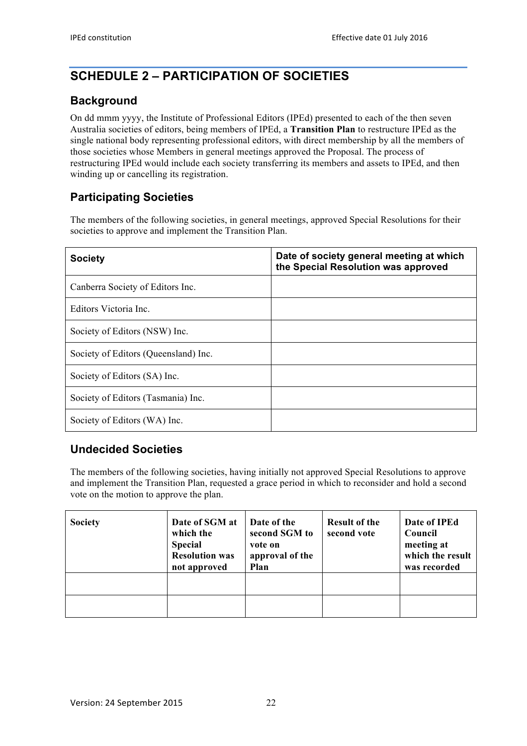# SCHEDULE 2 – PARTICIPATION OF SOCIETIES

## Background

On dd mmm yyyy, the Institute of Professional Editors (IPEd) presented to each of the then seven Australia societies of editors, being members of IPEd, a **Transition Plan** to restructure IPEd as the single national body representing professional editors, with direct membership by all the members of those societies whose Members in general meetings approved the Proposal. The process of restructuring IPEd would include each society transferring its members and assets to IPEd, and then winding up or cancelling its registration.

## Participating Societies

The members of the following societies, in general meetings, approved Special Resolutions for their societies to approve and implement the Transition Plan.

| Society | Date of society general meeting at which the Special Resolution was approved |
|---|---|
| Canberra Society of Editors Inc. | |
| Editors Victoria Inc. | |
| Society of Editors (NSW) Inc. | |
| Society of Editors (Queensland) Inc. | |
| Society of Editors (SA) Inc. | |
| Society of Editors (Tasmania) Inc. | |
| Society of Editors (WA) Inc. | |

## Undecided Societies

The members of the following societies, having initially not approved Special Resolutions to approve and implement the Transition Plan, requested a grace period in which to reconsider and hold a second vote on the motion to approve the plan.

| Society | Date of SGM at which the Special Resolution was not approved | Date of the second SGM to vote on approval of the Plan | Result of the second vote | Date of IPEd Council meeting at which the result was recorded |
|---|---|---|---|---|
| | | | | |
| | | | | |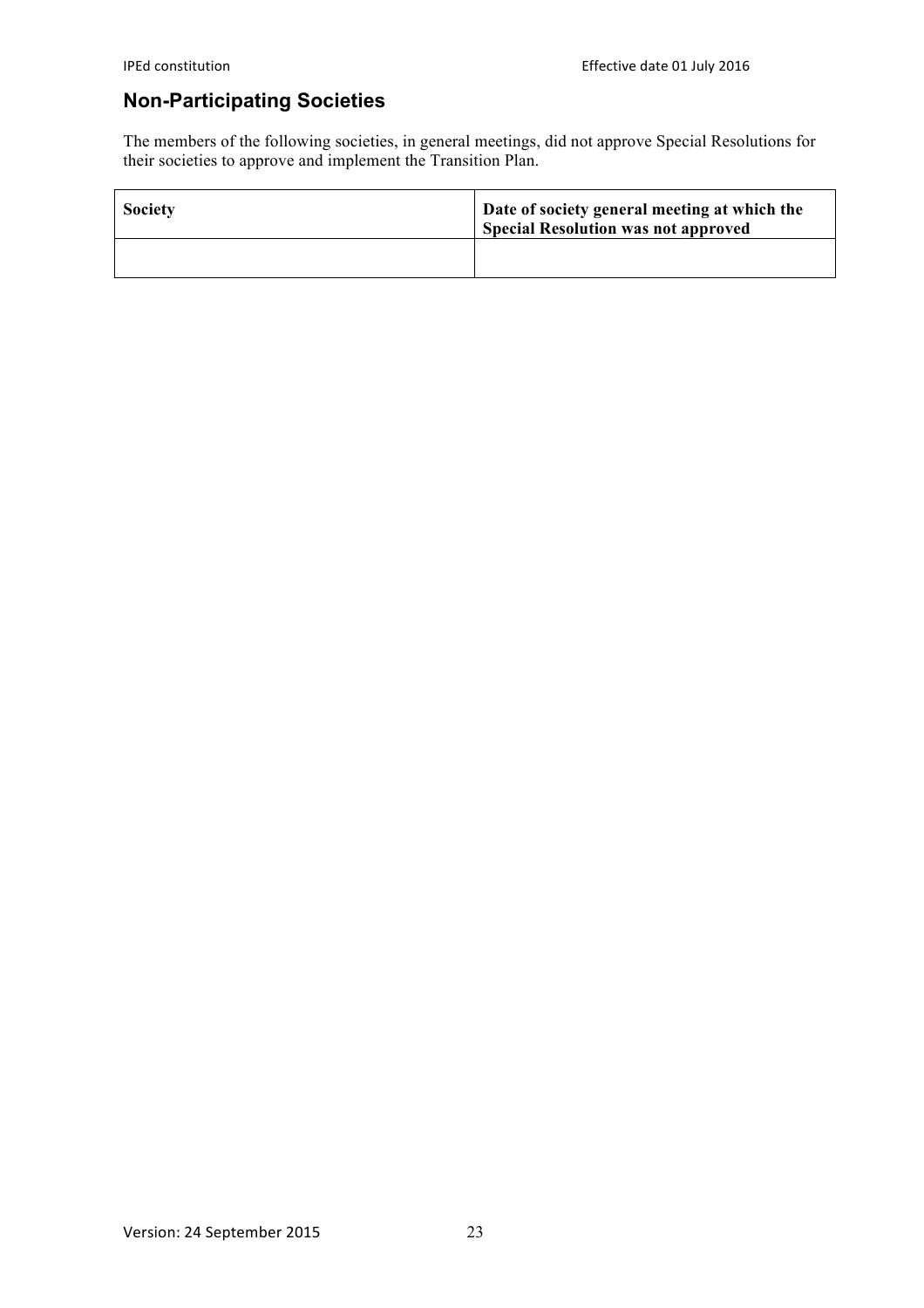## Non-Participating Societies

The members of the following societies, in general meetings, did not approve Special Resolutions for their societies to approve and implement the Transition Plan.

| **Society** | **Date of society general meeting at which the Special Resolution was not approved** |
| --- | --- |
| | |